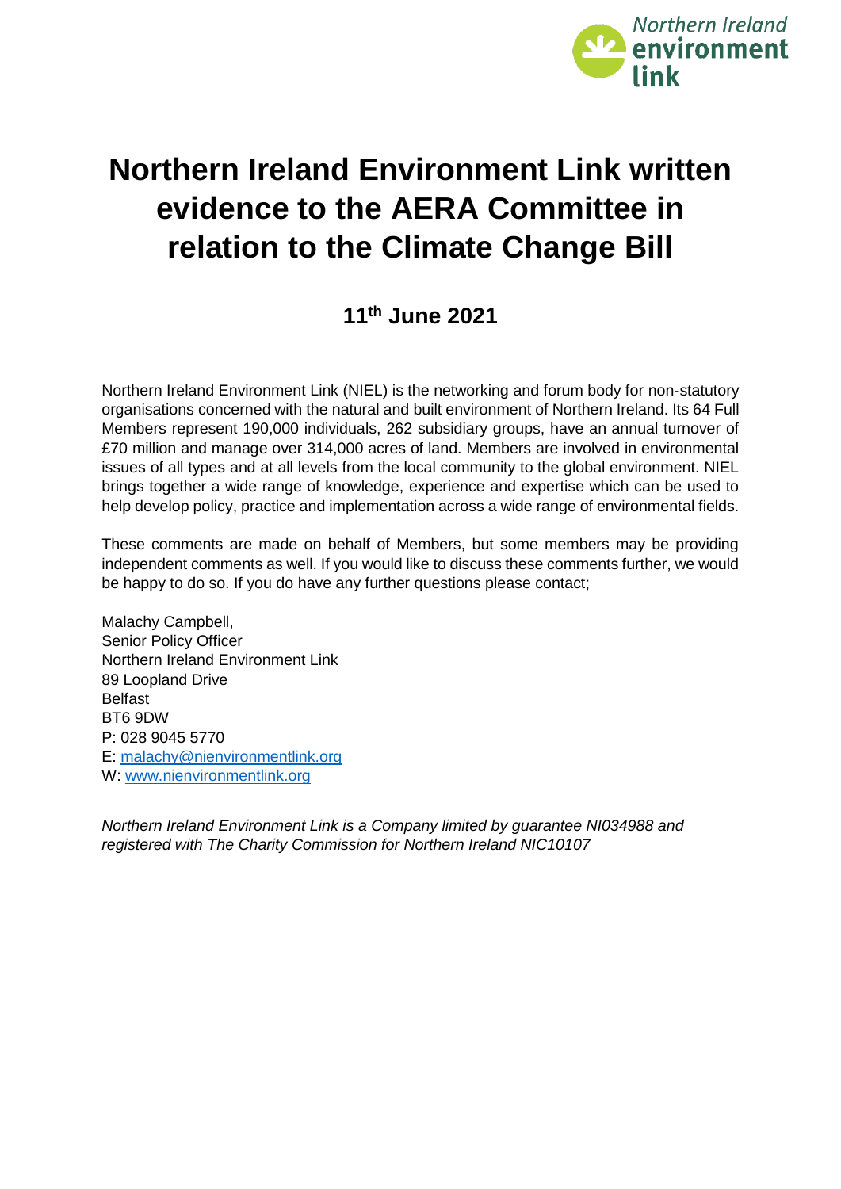# Northern Ireland Environment Link written evidence to the AERA Committee in relation to the Climate Change Bill

## 11th June 2021

Northern Ireland Environment Link (NIEL) is the networking and forum body for non-statutory organisations concerned with the natural and built environment of Northern Ireland. Its 64 Full Members represent 190,000 individuals, 262 subsidiary groups, have an annual turnover of £70 million and manage over 314,000 acres of land. Members are involved in environmental issues of all types and at all levels from the local community to the global environment. NIEL brings together a wide range of knowledge, experience and expertise which can be used to help develop policy, practice and implementation across a wide range of environmental fields.

These comments are made on behalf of Members, but some members may be providing independent comments as well. If you would like to discuss these comments further, we would be happy to do so. If you do have any further questions please contact;

Malachy Campbell,
Senior Policy Officer
Northern Ireland Environment Link
89 Loopland Drive
Belfast
BT6 9DW
P: 028 9045 5770
E: malachy@nienvironmentlink.org
W: www.nienvironmentlink.org

*Northern Ireland Environment Link is a Company limited by guarantee NI034988 and registered with The Charity Commission for Northern Ireland NIC10107*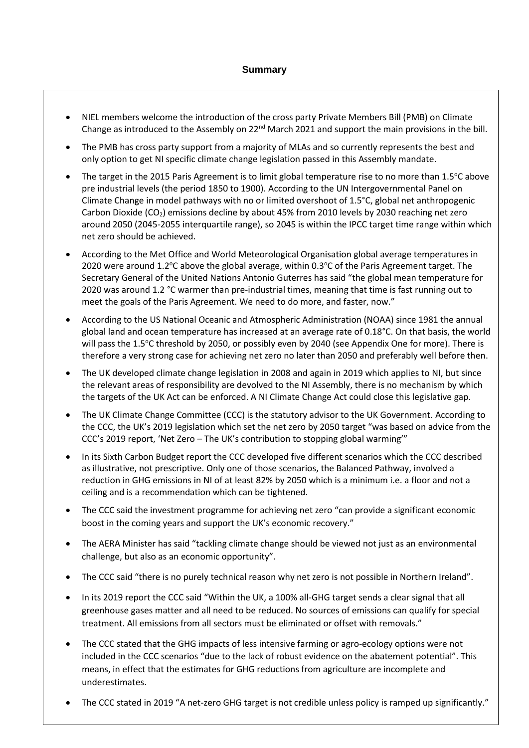## Summary

- NIEL members welcome the introduction of the cross party Private Members Bill (PMB) on Climate Change as introduced to the Assembly on 22[nd] March 2021 and support the main provisions in the bill.
- The PMB has cross party support from a majority of MLAs and so currently represents the best and only option to get NI specific climate change legislation passed in this Assembly mandate.
- The target in the 2015 Paris Agreement is to limit global temperature rise to no more than 1.5°C above pre industrial levels (the period 1850 to 1900). According to the UN Intergovernmental Panel on Climate Change in model pathways with no or limited overshoot of 1.5°C, global net anthropogenic Carbon Dioxide ($CO_2$) emissions decline by about 45% from 2010 levels by 2030 reaching net zero around 2050 (2045-2055 interquartile range), so 2045 is within the IPCC target time range within which net zero should be achieved.
- According to the Met Office and World Meteorological Organisation global average temperatures in 2020 were around 1.2°C above the global average, within 0.3°C of the Paris Agreement target. The Secretary General of the United Nations Antonio Guterres has said "the global mean temperature for 2020 was around 1.2 °C warmer than pre-industrial times, meaning that time is fast running out to meet the goals of the Paris Agreement. We need to do more, and faster, now."
- According to the US National Oceanic and Atmospheric Administration (NOAA) since 1981 the annual global land and ocean temperature has increased at an average rate of 0.18°C. On that basis, the world will pass the 1.5°C threshold by 2050, or possibly even by 2040 (see Appendix One for more). There is therefore a very strong case for achieving net zero no later than 2050 and preferably well before then.
- The UK developed climate change legislation in 2008 and again in 2019 which applies to NI, but since the relevant areas of responsibility are devolved to the NI Assembly, there is no mechanism by which the targets of the UK Act can be enforced. A NI Climate Change Act could close this legislative gap.
- The UK Climate Change Committee (CCC) is the statutory advisor to the UK Government. According to the CCC, the UK's 2019 legislation which set the net zero by 2050 target "was based on advice from the CCC's 2019 report, 'Net Zero – The UK's contribution to stopping global warming'"
- In its Sixth Carbon Budget report the CCC developed five different scenarios which the CCC described as illustrative, not prescriptive. Only one of those scenarios, the Balanced Pathway, involved a reduction in GHG emissions in NI of at least 82% by 2050 which is a minimum i.e. a floor and not a ceiling and is a recommendation which can be tightened.
- The CCC said the investment programme for achieving net zero "can provide a significant economic boost in the coming years and support the UK's economic recovery."
- The AERA Minister has said "tackling climate change should be viewed not just as an environmental challenge, but also as an economic opportunity".
- The CCC said "there is no purely technical reason why net zero is not possible in Northern Ireland".
- In its 2019 report the CCC said "Within the UK, a 100% all-GHG target sends a clear signal that all greenhouse gases matter and all need to be reduced. No sources of emissions can qualify for special treatment. All emissions from all sectors must be eliminated or offset with removals."
- The CCC stated that the GHG impacts of less intensive farming or agro-ecology options were not included in the CCC scenarios "due to the lack of robust evidence on the abatement potential". This means, in effect that the estimates for GHG reductions from agriculture are incomplete and underestimates.
- The CCC stated in 2019 "A net-zero GHG target is not credible unless policy is ramped up significantly."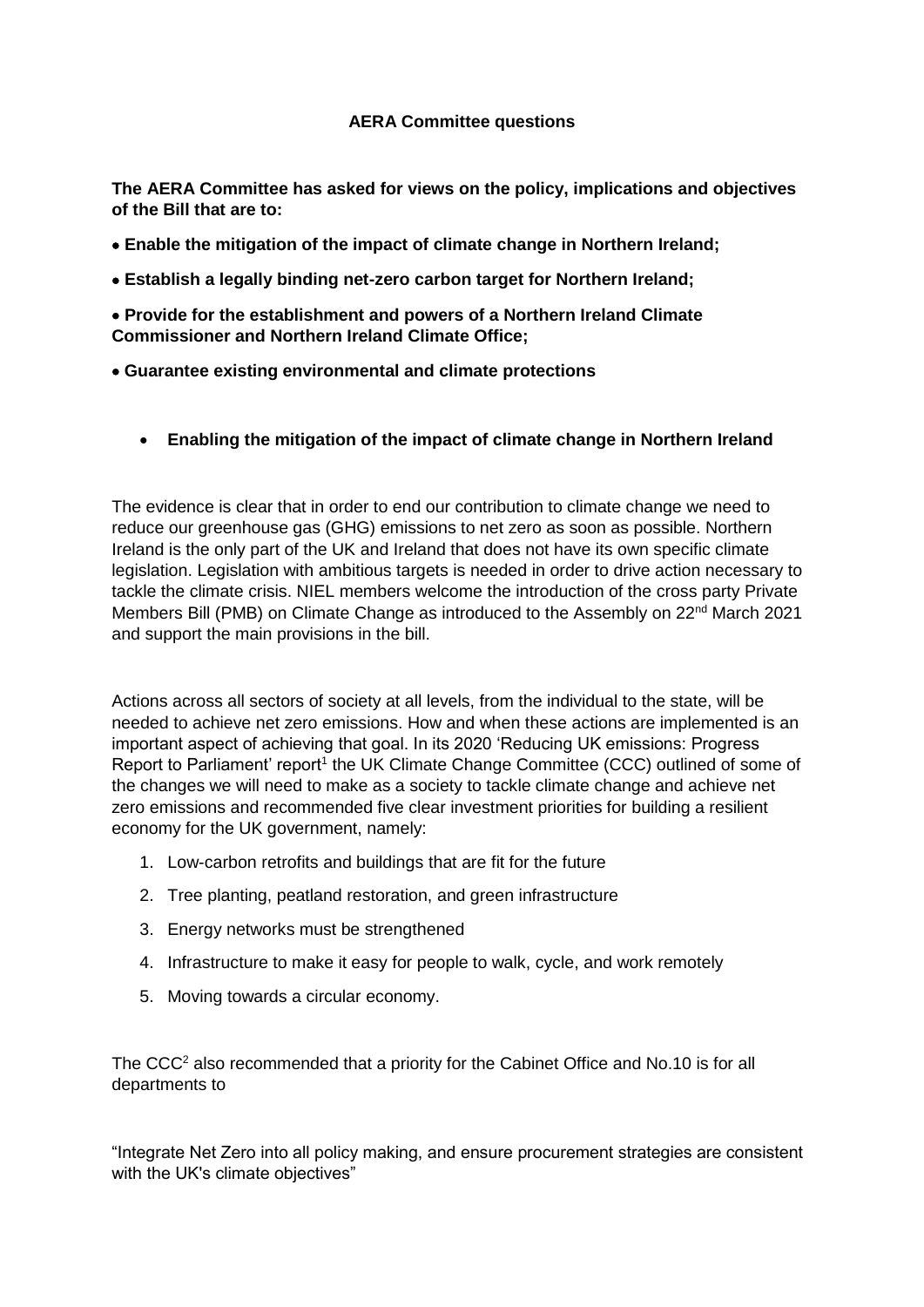**AERA Committee questions**

**The AERA Committee has asked for views on the policy, implications and objectives of the Bill that are to:**

- **Enable the mitigation of the impact of climate change in Northern Ireland;**
- **Establish a legally binding net-zero carbon target for Northern Ireland;**
- **Provide for the establishment and powers of a Northern Ireland Climate Commissioner and Northern Ireland Climate Office;**
- **Guarantee existing environmental and climate protections**

- **Enabling the mitigation of the impact of climate change in Northern Ireland**

The evidence is clear that in order to end our contribution to climate change we need to reduce our greenhouse gas (GHG) emissions to net zero as soon as possible. Northern Ireland is the only part of the UK and Ireland that does not have its own specific climate legislation. Legislation with ambitious targets is needed in order to drive action necessary to tackle the climate crisis. NIEL members welcome the introduction of the cross party Private Members Bill (PMB) on Climate Change as introduced to the Assembly on 22nd March 2021 and support the main provisions in the bill.

Actions across all sectors of society at all levels, from the individual to the state, will be needed to achieve net zero emissions. How and when these actions are implemented is an important aspect of achieving that goal. In its 2020 'Reducing UK emissions: Progress Report to Parliament' report[1] the UK Climate Change Committee (CCC) outlined of some of the changes we will need to make as a society to tackle climate change and achieve net zero emissions and recommended five clear investment priorities for building a resilient economy for the UK government, namely:

1. Low-carbon retrofits and buildings that are fit for the future
2. Tree planting, peatland restoration, and green infrastructure
3. Energy networks must be strengthened
4. Infrastructure to make it easy for people to walk, cycle, and work remotely
5. Moving towards a circular economy.

The CCC[2] also recommended that a priority for the Cabinet Office and No.10 is for all departments to

"Integrate Net Zero into all policy making, and ensure procurement strategies are consistent with the UK's climate objectives"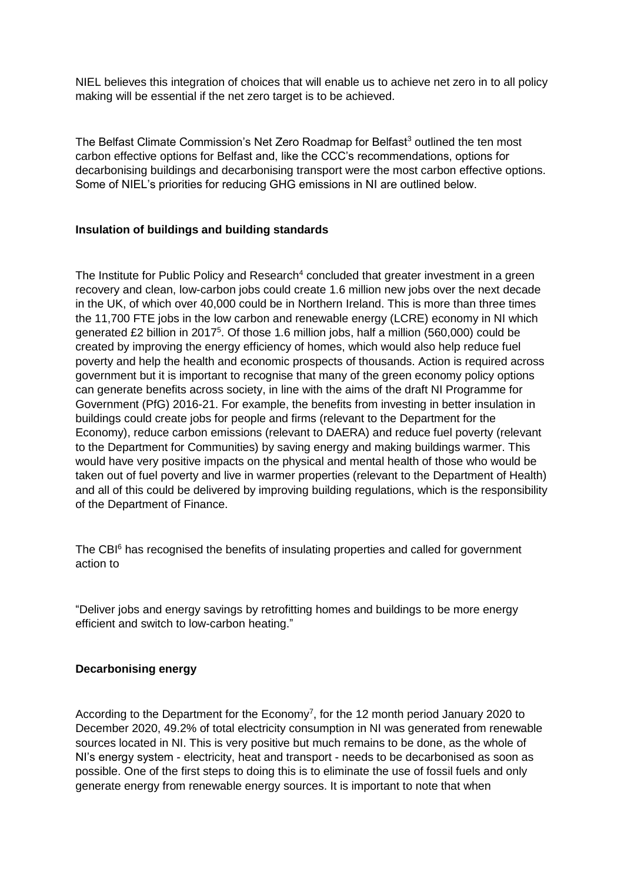NIEL believes this integration of choices that will enable us to achieve net zero in to all policy making will be essential if the net zero target is to be achieved.

The Belfast Climate Commission's Net Zero Roadmap for Belfast[3] outlined the ten most carbon effective options for Belfast and, like the CCC's recommendations, options for decarbonising buildings and decarbonising transport were the most carbon effective options. Some of NIEL's priorities for reducing GHG emissions in NI are outlined below.

**Insulation of buildings and building standards**

The Institute for Public Policy and Research[4] concluded that greater investment in a green recovery and clean, low-carbon jobs could create 1.6 million new jobs over the next decade in the UK, of which over 40,000 could be in Northern Ireland. This is more than three times the 11,700 FTE jobs in the low carbon and renewable energy (LCRE) economy in NI which generated £2 billion in 2017[5]. Of those 1.6 million jobs, half a million (560,000) could be created by improving the energy efficiency of homes, which would also help reduce fuel poverty and help the health and economic prospects of thousands. Action is required across government but it is important to recognise that many of the green economy policy options can generate benefits across society, in line with the aims of the draft NI Programme for Government (PfG) 2016-21. For example, the benefits from investing in better insulation in buildings could create jobs for people and firms (relevant to the Department for the Economy), reduce carbon emissions (relevant to DAERA) and reduce fuel poverty (relevant to the Department for Communities) by saving energy and making buildings warmer. This would have very positive impacts on the physical and mental health of those who would be taken out of fuel poverty and live in warmer properties (relevant to the Department of Health) and all of this could be delivered by improving building regulations, which is the responsibility of the Department of Finance.

The CBI[6] has recognised the benefits of insulating properties and called for government action to

"Deliver jobs and energy savings by retrofitting homes and buildings to be more energy efficient and switch to low-carbon heating."

**Decarbonising energy**

According to the Department for the Economy[7], for the 12 month period January 2020 to December 2020, 49.2% of total electricity consumption in NI was generated from renewable sources located in NI. This is very positive but much remains to be done, as the whole of NI's energy system - electricity, heat and transport - needs to be decarbonised as soon as possible. One of the first steps to doing this is to eliminate the use of fossil fuels and only generate energy from renewable energy sources. It is important to note that when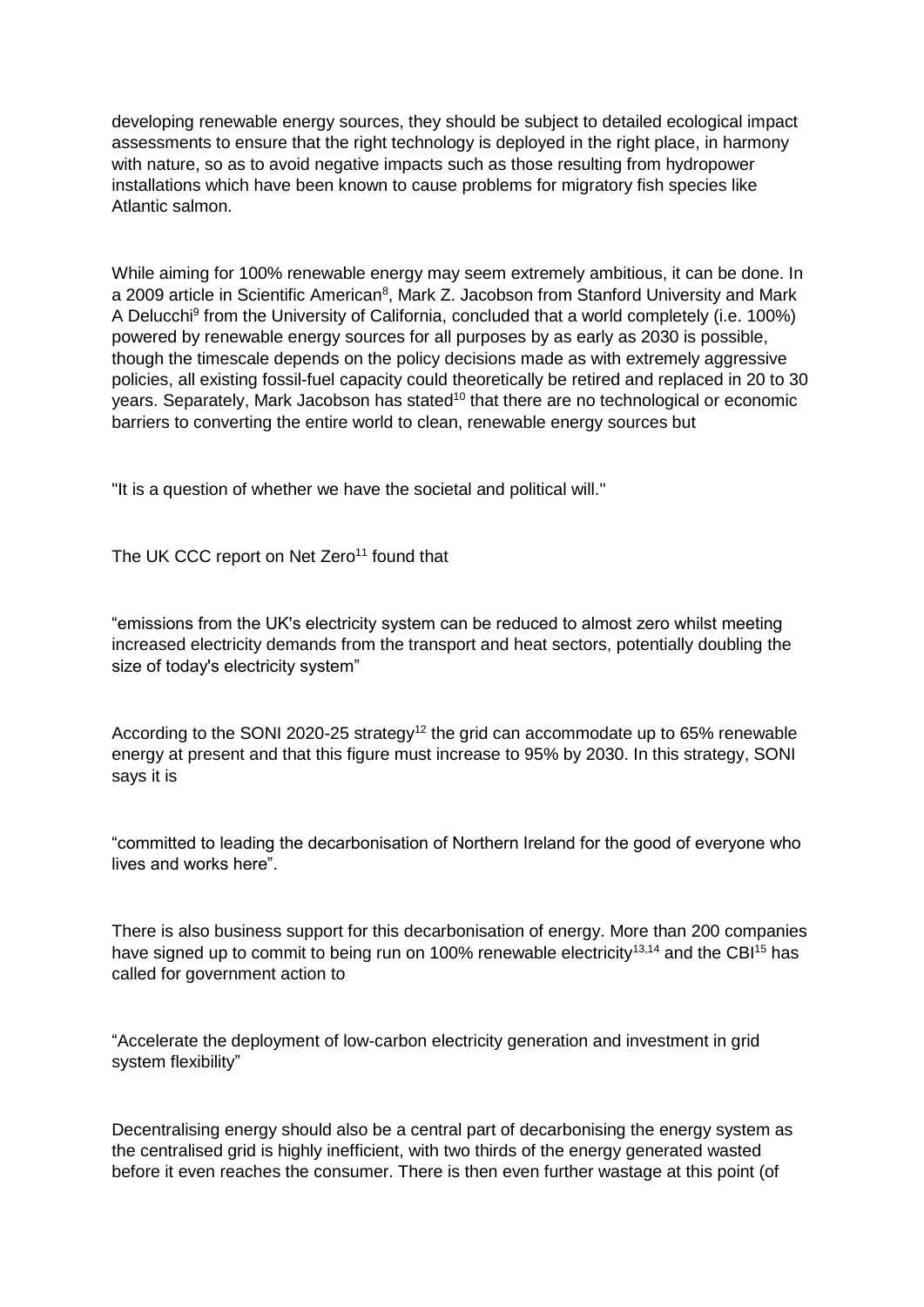developing renewable energy sources, they should be subject to detailed ecological impact assessments to ensure that the right technology is deployed in the right place, in harmony with nature, so as to avoid negative impacts such as those resulting from hydropower installations which have been known to cause problems for migratory fish species like Atlantic salmon.

While aiming for 100% renewable energy may seem extremely ambitious, it can be done. In a 2009 article in Scientific American[8], Mark Z. Jacobson from Stanford University and Mark A Delucchi[9] from the University of California, concluded that a world completely (i.e. 100%) powered by renewable energy sources for all purposes by as early as 2030 is possible, though the timescale depends on the policy decisions made as with extremely aggressive policies, all existing fossil-fuel capacity could theoretically be retired and replaced in 20 to 30 years. Separately, Mark Jacobson has stated[10] that there are no technological or economic barriers to converting the entire world to clean, renewable energy sources but

"It is a question of whether we have the societal and political will."

The UK CCC report on Net Zero[11] found that

“emissions from the UK's electricity system can be reduced to almost zero whilst meeting increased electricity demands from the transport and heat sectors, potentially doubling the size of today's electricity system”

According to the SONI 2020-25 strategy[12] the grid can accommodate up to 65% renewable energy at present and that this figure must increase to 95% by 2030. In this strategy, SONI says it is

“committed to leading the decarbonisation of Northern Ireland for the good of everyone who lives and works here”.

There is also business support for this decarbonisation of energy. More than 200 companies have signed up to commit to being run on 100% renewable electricity[13,14] and the CBI[15] has called for government action to

“Accelerate the deployment of low-carbon electricity generation and investment in grid system flexibility”

Decentralising energy should also be a central part of decarbonising the energy system as the centralised grid is highly inefficient, with two thirds of the energy generated wasted before it even reaches the consumer. There is then even further wastage at this point (of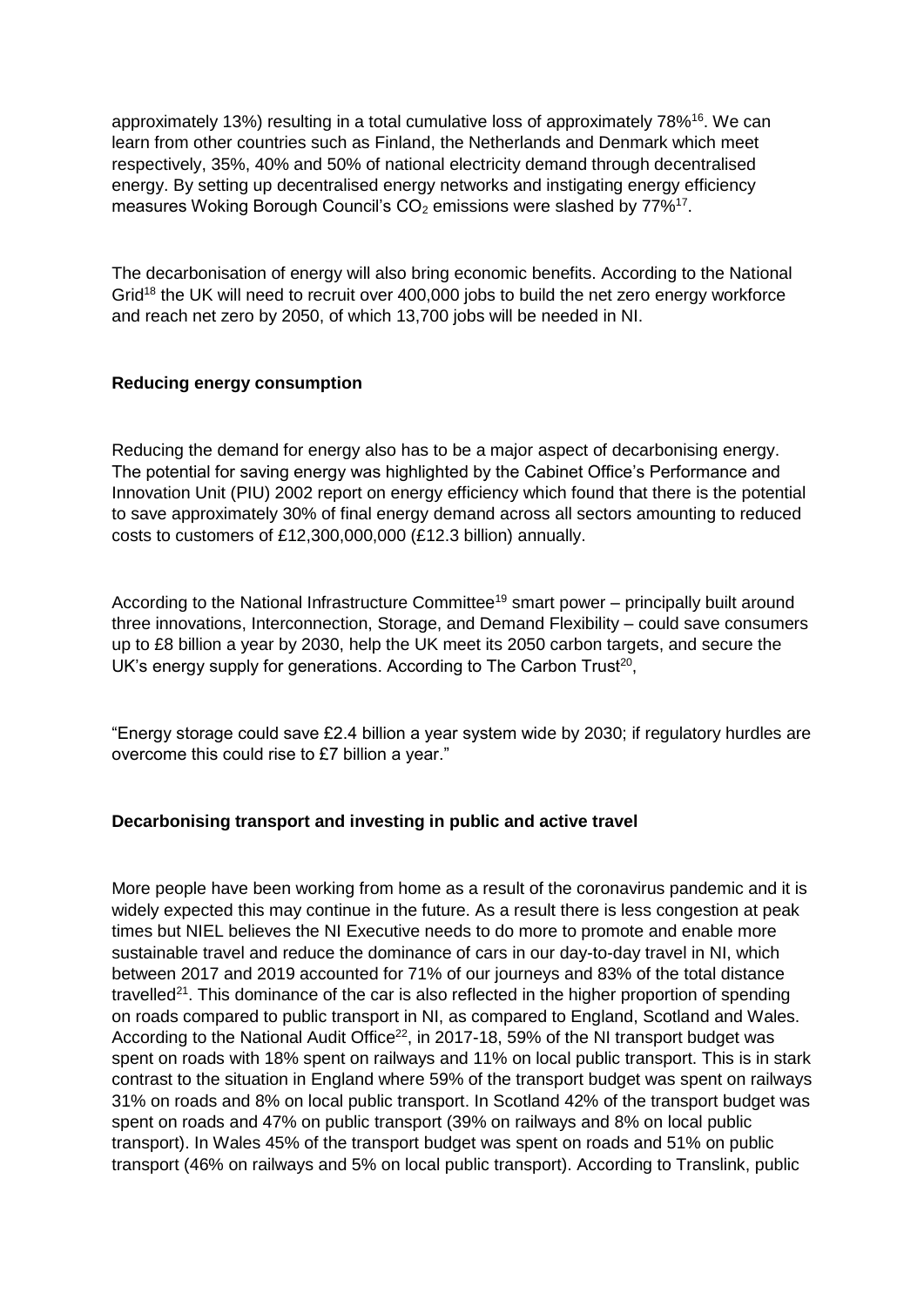approximately 13%) resulting in a total cumulative loss of approximately 78%[16]. We can learn from other countries such as Finland, the Netherlands and Denmark which meet respectively, 35%, 40% and 50% of national electricity demand through decentralised energy. By setting up decentralised energy networks and instigating energy efficiency measures Woking Borough Council's $CO_2$ emissions were slashed by 77%[17].

The decarbonisation of energy will also bring economic benefits. According to the National Grid[18] the UK will need to recruit over 400,000 jobs to build the net zero energy workforce and reach net zero by 2050, of which 13,700 jobs will be needed in NI.

### Reducing energy consumption

Reducing the demand for energy also has to be a major aspect of decarbonising energy. The potential for saving energy was highlighted by the Cabinet Office's Performance and Innovation Unit (PIU) 2002 report on energy efficiency which found that there is the potential to save approximately 30% of final energy demand across all sectors amounting to reduced costs to customers of £12,300,000,000 (£12.3 billion) annually.

According to the National Infrastructure Committee[19] smart power – principally built around three innovations, Interconnection, Storage, and Demand Flexibility – could save consumers up to £8 billion a year by 2030, help the UK meet its 2050 carbon targets, and secure the UK's energy supply for generations. According to The Carbon Trust[20],

"Energy storage could save £2.4 billion a year system wide by 2030; if regulatory hurdles are overcome this could rise to £7 billion a year."

### Decarbonising transport and investing in public and active travel

More people have been working from home as a result of the coronavirus pandemic and it is widely expected this may continue in the future. As a result there is less congestion at peak times but NIEL believes the NI Executive needs to do more to promote and enable more sustainable travel and reduce the dominance of cars in our day-to-day travel in NI, which between 2017 and 2019 accounted for 71% of our journeys and 83% of the total distance travelled[21]. This dominance of the car is also reflected in the higher proportion of spending on roads compared to public transport in NI, as compared to England, Scotland and Wales. According to the National Audit Office[22], in 2017-18, 59% of the NI transport budget was spent on roads with 18% spent on railways and 11% on local public transport. This is in stark contrast to the situation in England where 59% of the transport budget was spent on railways 31% on roads and 8% on local public transport. In Scotland 42% of the transport budget was spent on roads and 47% on public transport (39% on railways and 8% on local public transport). In Wales 45% of the transport budget was spent on roads and 51% on public transport (46% on railways and 5% on local public transport). According to Translink, public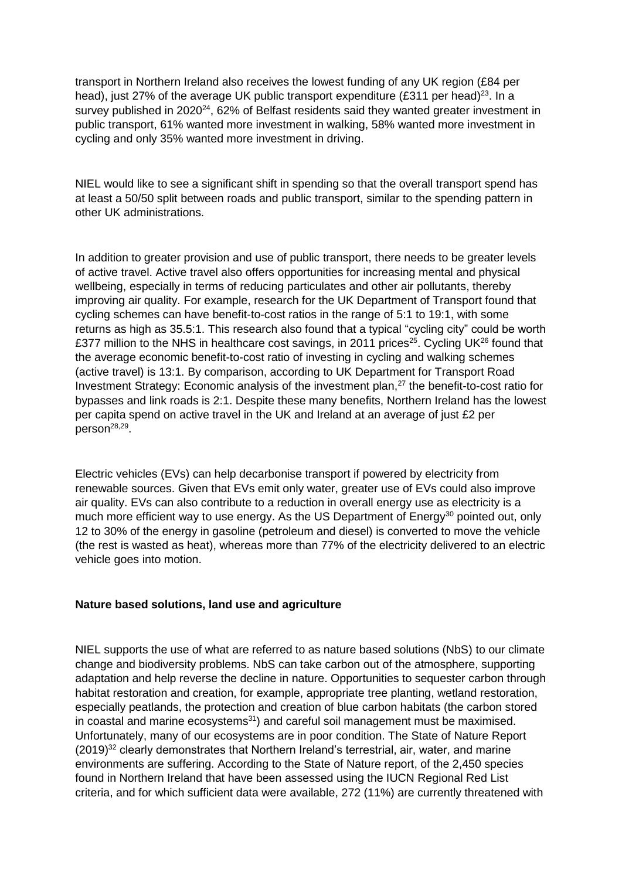transport in Northern Ireland also receives the lowest funding of any UK region (£84 per head), just 27% of the average UK public transport expenditure (£311 per head)[23]. In a survey published in 2020[24], 62% of Belfast residents said they wanted greater investment in public transport, 61% wanted more investment in walking, 58% wanted more investment in cycling and only 35% wanted more investment in driving.

NIEL would like to see a significant shift in spending so that the overall transport spend has at least a 50/50 split between roads and public transport, similar to the spending pattern in other UK administrations.

In addition to greater provision and use of public transport, there needs to be greater levels of active travel. Active travel also offers opportunities for increasing mental and physical wellbeing, especially in terms of reducing particulates and other air pollutants, thereby improving air quality. For example, research for the UK Department of Transport found that cycling schemes can have benefit-to-cost ratios in the range of 5:1 to 19:1, with some returns as high as 35.5:1. This research also found that a typical "cycling city" could be worth £377 million to the NHS in healthcare cost savings, in 2011 prices[25]. Cycling UK[26] found that the average economic benefit-to-cost ratio of investing in cycling and walking schemes (active travel) is 13:1. By comparison, according to UK Department for Transport Road Investment Strategy: Economic analysis of the investment plan,[27] the benefit-to-cost ratio for bypasses and link roads is 2:1. Despite these many benefits, Northern Ireland has the lowest per capita spend on active travel in the UK and Ireland at an average of just £2 per person[28,29].

Electric vehicles (EVs) can help decarbonise transport if powered by electricity from renewable sources. Given that EVs emit only water, greater use of EVs could also improve air quality. EVs can also contribute to a reduction in overall energy use as electricity is a much more efficient way to use energy. As the US Department of Energy[30] pointed out, only 12 to 30% of the energy in gasoline (petroleum and diesel) is converted to move the vehicle (the rest is wasted as heat), whereas more than 77% of the electricity delivered to an electric vehicle goes into motion.

**Nature based solutions, land use and agriculture**

NIEL supports the use of what are referred to as nature based solutions (NbS) to our climate change and biodiversity problems. NbS can take carbon out of the atmosphere, supporting adaptation and help reverse the decline in nature. Opportunities to sequester carbon through habitat restoration and creation, for example, appropriate tree planting, wetland restoration, especially peatlands, the protection and creation of blue carbon habitats (the carbon stored in coastal and marine ecosystems[31]) and careful soil management must be maximised. Unfortunately, many of our ecosystems are in poor condition. The State of Nature Report (2019)[32] clearly demonstrates that Northern Ireland's terrestrial, air, water, and marine environments are suffering. According to the State of Nature report, of the 2,450 species found in Northern Ireland that have been assessed using the IUCN Regional Red List criteria, and for which sufficient data were available, 272 (11%) are currently threatened with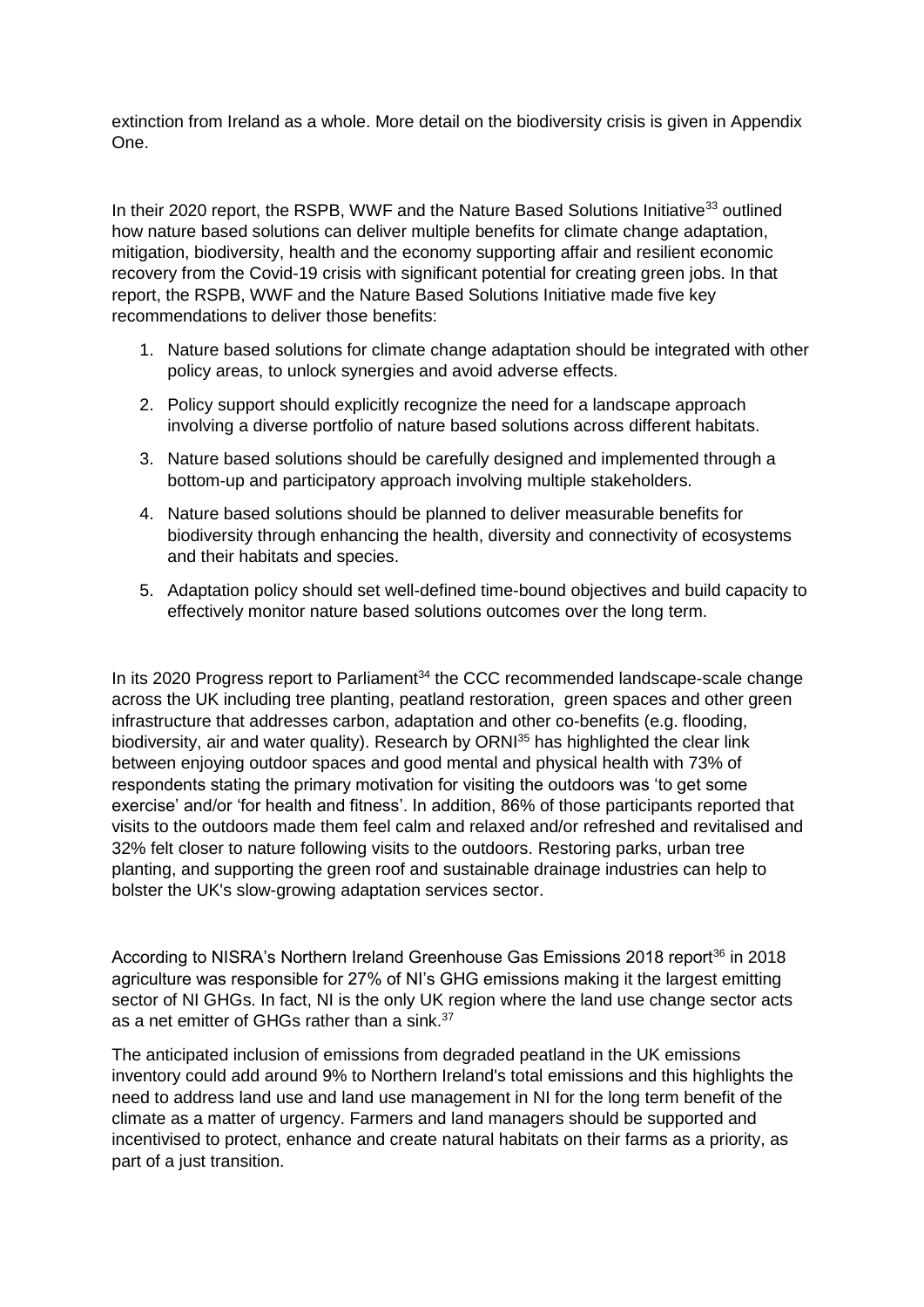extinction from Ireland as a whole. More detail on the biodiversity crisis is given in Appendix One.

In their 2020 report, the RSPB, WWF and the Nature Based Solutions Initiative[33] outlined how nature based solutions can deliver multiple benefits for climate change adaptation, mitigation, biodiversity, health and the economy supporting affair and resilient economic recovery from the Covid-19 crisis with significant potential for creating green jobs. In that report, the RSPB, WWF and the Nature Based Solutions Initiative made five key recommendations to deliver those benefits:

1. Nature based solutions for climate change adaptation should be integrated with other policy areas, to unlock synergies and avoid adverse effects.
2. Policy support should explicitly recognize the need for a landscape approach involving a diverse portfolio of nature based solutions across different habitats.
3. Nature based solutions should be carefully designed and implemented through a bottom-up and participatory approach involving multiple stakeholders.
4. Nature based solutions should be planned to deliver measurable benefits for biodiversity through enhancing the health, diversity and connectivity of ecosystems and their habitats and species.
5. Adaptation policy should set well-defined time-bound objectives and build capacity to effectively monitor nature based solutions outcomes over the long term.

In its 2020 Progress report to Parliament[34] the CCC recommended landscape-scale change across the UK including tree planting, peatland restoration, green spaces and other green infrastructure that addresses carbon, adaptation and other co-benefits (e.g. flooding, biodiversity, air and water quality). Research by ORNI[35] has highlighted the clear link between enjoying outdoor spaces and good mental and physical health with 73% of respondents stating the primary motivation for visiting the outdoors was 'to get some exercise' and/or 'for health and fitness'. In addition, 86% of those participants reported that visits to the outdoors made them feel calm and relaxed and/or refreshed and revitalised and 32% felt closer to nature following visits to the outdoors. Restoring parks, urban tree planting, and supporting the green roof and sustainable drainage industries can help to bolster the UK's slow-growing adaptation services sector.

According to NISRA's Northern Ireland Greenhouse Gas Emissions 2018 report[36] in 2018 agriculture was responsible for 27% of NI's GHG emissions making it the largest emitting sector of NI GHGs. In fact, NI is the only UK region where the land use change sector acts as a net emitter of GHGs rather than a sink.[37]

The anticipated inclusion of emissions from degraded peatland in the UK emissions inventory could add around 9% to Northern Ireland's total emissions and this highlights the need to address land use and land use management in NI for the long term benefit of the climate as a matter of urgency. Farmers and land managers should be supported and incentivised to protect, enhance and create natural habitats on their farms as a priority, as part of a just transition.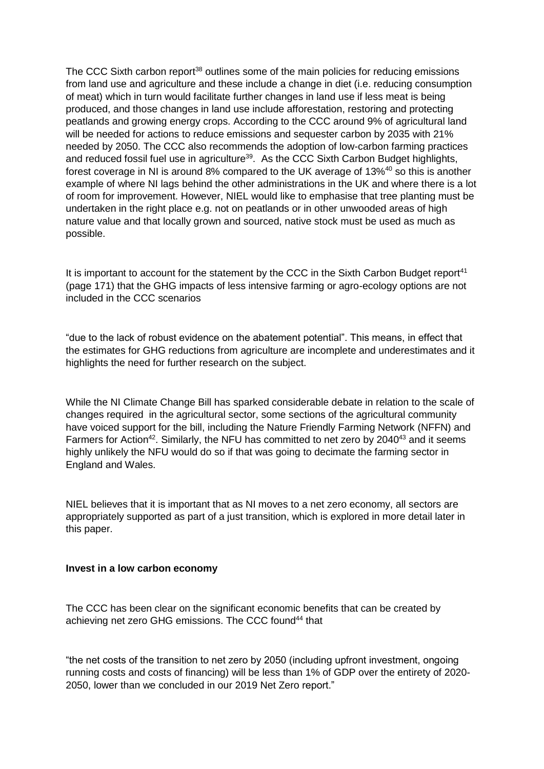The CCC Sixth carbon report[38] outlines some of the main policies for reducing emissions from land use and agriculture and these include a change in diet (i.e. reducing consumption of meat) which in turn would facilitate further changes in land use if less meat is being produced, and those changes in land use include afforestation, restoring and protecting peatlands and growing energy crops. According to the CCC around 9% of agricultural land will be needed for actions to reduce emissions and sequester carbon by 2035 with 21% needed by 2050. The CCC also recommends the adoption of low-carbon farming practices and reduced fossil fuel use in agriculture[39]. As the CCC Sixth Carbon Budget highlights, forest coverage in NI is around 8% compared to the UK average of 13%[40] so this is another example of where NI lags behind the other administrations in the UK and where there is a lot of room for improvement. However, NIEL would like to emphasise that tree planting must be undertaken in the right place e.g. not on peatlands or in other unwooded areas of high nature value and that locally grown and sourced, native stock must be used as much as possible.

It is important to account for the statement by the CCC in the Sixth Carbon Budget report[41] (page 171) that the GHG impacts of less intensive farming or agro-ecology options are not included in the CCC scenarios

"due to the lack of robust evidence on the abatement potential". This means, in effect that the estimates for GHG reductions from agriculture are incomplete and underestimates and it highlights the need for further research on the subject.

While the NI Climate Change Bill has sparked considerable debate in relation to the scale of changes required in the agricultural sector, some sections of the agricultural community have voiced support for the bill, including the Nature Friendly Farming Network (NFFN) and Farmers for Action[42]. Similarly, the NFU has committed to net zero by 2040[43] and it seems highly unlikely the NFU would do so if that was going to decimate the farming sector in England and Wales.

NIEL believes that it is important that as NI moves to a net zero economy, all sectors are appropriately supported as part of a just transition, which is explored in more detail later in this paper.

**Invest in a low carbon economy**

The CCC has been clear on the significant economic benefits that can be created by achieving net zero GHG emissions. The CCC found[44] that

"the net costs of the transition to net zero by 2050 (including upfront investment, ongoing running costs and costs of financing) will be less than 1% of GDP over the entirety of 2020-2050, lower than we concluded in our 2019 Net Zero report."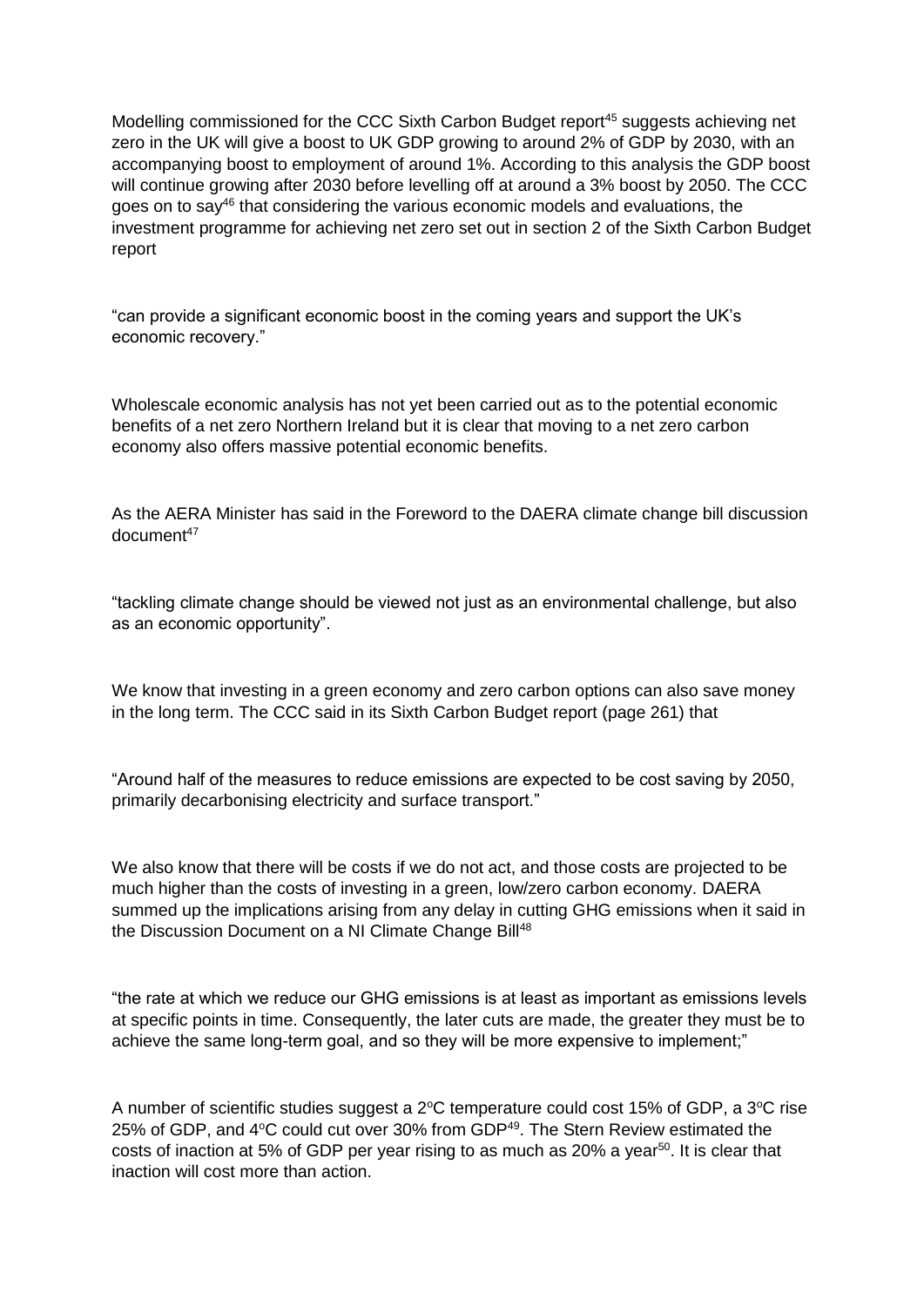Modelling commissioned for the CCC Sixth Carbon Budget report[45] suggests achieving net zero in the UK will give a boost to UK GDP growing to around 2% of GDP by 2030, with an accompanying boost to employment of around 1%. According to this analysis the GDP boost will continue growing after 2030 before levelling off at around a 3% boost by 2050. The CCC goes on to say[46] that considering the various economic models and evaluations, the investment programme for achieving net zero set out in section 2 of the Sixth Carbon Budget report

"can provide a significant economic boost in the coming years and support the UK's economic recovery."

Wholescale economic analysis has not yet been carried out as to the potential economic benefits of a net zero Northern Ireland but it is clear that moving to a net zero carbon economy also offers massive potential economic benefits.

As the AERA Minister has said in the Foreword to the DAERA climate change bill discussion document[47]

"tackling climate change should be viewed not just as an environmental challenge, but also as an economic opportunity".

We know that investing in a green economy and zero carbon options can also save money in the long term. The CCC said in its Sixth Carbon Budget report (page 261) that

"Around half of the measures to reduce emissions are expected to be cost saving by 2050, primarily decarbonising electricity and surface transport."

We also know that there will be costs if we do not act, and those costs are projected to be much higher than the costs of investing in a green, low/zero carbon economy. DAERA summed up the implications arising from any delay in cutting GHG emissions when it said in the Discussion Document on a NI Climate Change Bill[48]

"the rate at which we reduce our GHG emissions is at least as important as emissions levels at specific points in time. Consequently, the later cuts are made, the greater they must be to achieve the same long-term goal, and so they will be more expensive to implement;"

A number of scientific studies suggest a 2°C temperature could cost 15% of GDP, a 3°C rise 25% of GDP, and 4°C could cut over 30% from GDP[49]. The Stern Review estimated the costs of inaction at 5% of GDP per year rising to as much as 20% a year[50]. It is clear that inaction will cost more than action.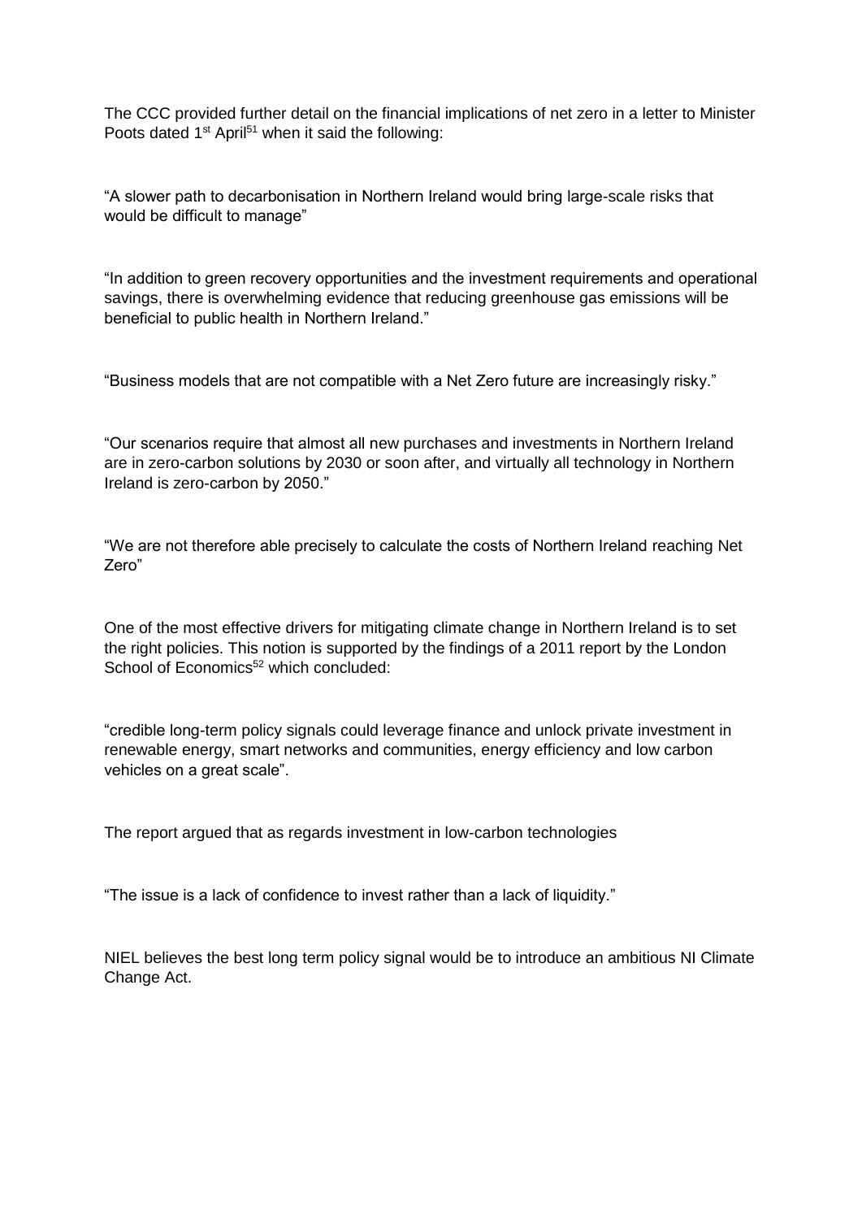The CCC provided further detail on the financial implications of net zero in a letter to Minister Poots dated 1st April[51] when it said the following:

"A slower path to decarbonisation in Northern Ireland would bring large-scale risks that would be difficult to manage"

"In addition to green recovery opportunities and the investment requirements and operational savings, there is overwhelming evidence that reducing greenhouse gas emissions will be beneficial to public health in Northern Ireland."

"Business models that are not compatible with a Net Zero future are increasingly risky."

"Our scenarios require that almost all new purchases and investments in Northern Ireland are in zero-carbon solutions by 2030 or soon after, and virtually all technology in Northern Ireland is zero-carbon by 2050."

"We are not therefore able precisely to calculate the costs of Northern Ireland reaching Net Zero"

One of the most effective drivers for mitigating climate change in Northern Ireland is to set the right policies. This notion is supported by the findings of a 2011 report by the London School of Economics[52] which concluded:

"credible long-term policy signals could leverage finance and unlock private investment in renewable energy, smart networks and communities, energy efficiency and low carbon vehicles on a great scale".

The report argued that as regards investment in low-carbon technologies

"The issue is a lack of confidence to invest rather than a lack of liquidity."

NIEL believes the best long term policy signal would be to introduce an ambitious NI Climate Change Act.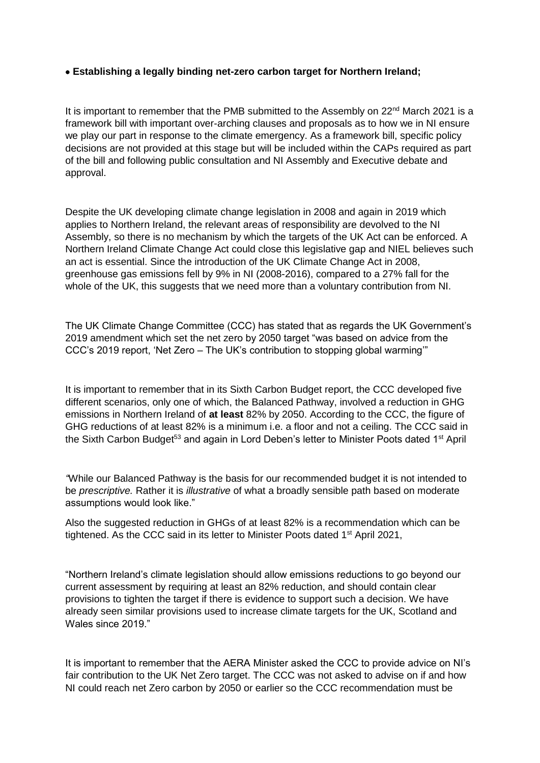- **Establishing a legally binding net-zero carbon target for Northern Ireland;**

It is important to remember that the PMB submitted to the Assembly on 22nd March 2021 is a framework bill with important over-arching clauses and proposals as to how we in NI ensure we play our part in response to the climate emergency. As a framework bill, specific policy decisions are not provided at this stage but will be included within the CAPs required as part of the bill and following public consultation and NI Assembly and Executive debate and approval.

Despite the UK developing climate change legislation in 2008 and again in 2019 which applies to Northern Ireland, the relevant areas of responsibility are devolved to the NI Assembly, so there is no mechanism by which the targets of the UK Act can be enforced. A Northern Ireland Climate Change Act could close this legislative gap and NIEL believes such an act is essential. Since the introduction of the UK Climate Change Act in 2008, greenhouse gas emissions fell by 9% in NI (2008-2016), compared to a 27% fall for the whole of the UK, this suggests that we need more than a voluntary contribution from NI.

The UK Climate Change Committee (CCC) has stated that as regards the UK Government's 2019 amendment which set the net zero by 2050 target "was based on advice from the CCC's 2019 report, 'Net Zero – The UK's contribution to stopping global warming'"

It is important to remember that in its Sixth Carbon Budget report, the CCC developed five different scenarios, only one of which, the Balanced Pathway, involved a reduction in GHG emissions in Northern Ireland of **at least** 82% by 2050. According to the CCC, the figure of GHG reductions of at least 82% is a minimum i.e. a floor and not a ceiling. The CCC said in the Sixth Carbon Budget[53] and again in Lord Deben's letter to Minister Poots dated 1st April

"While our Balanced Pathway is the basis for our recommended budget it is not intended to be *prescriptive.* Rather it is *illustrative* of what a broadly sensible path based on moderate assumptions would look like."

Also the suggested reduction in GHGs of at least 82% is a recommendation which can be tightened. As the CCC said in its letter to Minister Poots dated 1st April 2021,

"Northern Ireland's climate legislation should allow emissions reductions to go beyond our current assessment by requiring at least an 82% reduction, and should contain clear provisions to tighten the target if there is evidence to support such a decision. We have already seen similar provisions used to increase climate targets for the UK, Scotland and Wales since 2019."

It is important to remember that the AERA Minister asked the CCC to provide advice on NI's fair contribution to the UK Net Zero target. The CCC was not asked to advise on if and how NI could reach net Zero carbon by 2050 or earlier so the CCC recommendation must be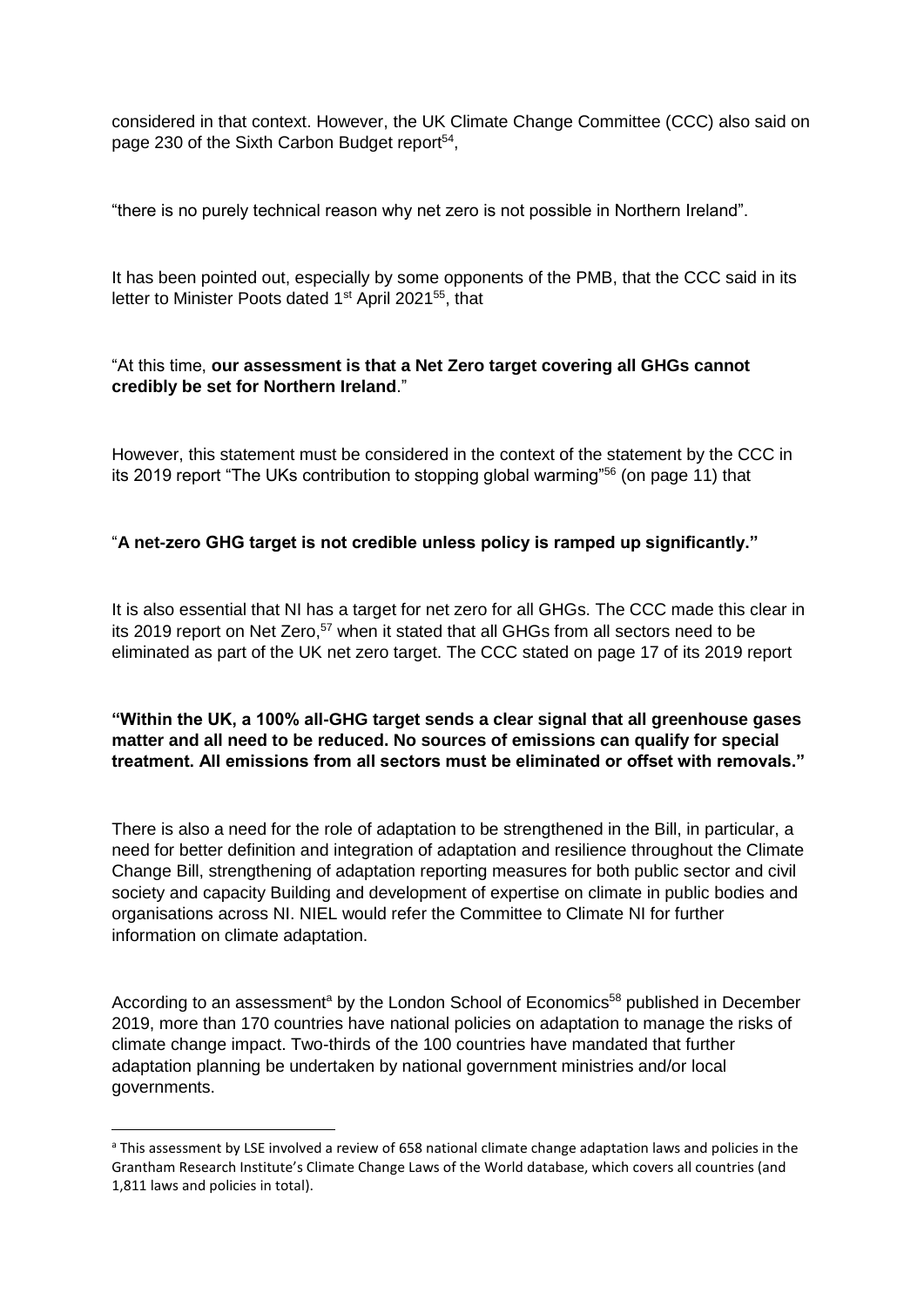considered in that context. However, the UK Climate Change Committee (CCC) also said on page 230 of the Sixth Carbon Budget report[54],

"there is no purely technical reason why net zero is not possible in Northern Ireland".

It has been pointed out, especially by some opponents of the PMB, that the CCC said in its letter to Minister Poots dated 1st April 2021[55], that

"At this time, **our assessment is that a Net Zero target covering all GHGs cannot credibly be set for Northern Ireland**."

However, this statement must be considered in the context of the statement by the CCC in its 2019 report "The UKs contribution to stopping global warming"[56] (on page 11) that

"**A net-zero GHG target is not credible unless policy is ramped up significantly.**"

It is also essential that NI has a target for net zero for all GHGs. The CCC made this clear in its 2019 report on Net Zero,[57] when it stated that all GHGs from all sectors need to be eliminated as part of the UK net zero target. The CCC stated on page 17 of its 2019 report

**"Within the UK, a 100% all-GHG target sends a clear signal that all greenhouse gases matter and all need to be reduced. No sources of emissions can qualify for special treatment. All emissions from all sectors must be eliminated or offset with removals."**

There is also a need for the role of adaptation to be strengthened in the Bill, in particular, a need for better definition and integration of adaptation and resilience throughout the Climate Change Bill, strengthening of adaptation reporting measures for both public sector and civil society and capacity Building and development of expertise on climate in public bodies and organisations across NI. NIEL would refer the Committee to Climate NI for further information on climate adaptation.

According to an assessment[a] by the London School of Economics[58] published in December 2019, more than 170 countries have national policies on adaptation to manage the risks of climate change impact. Two-thirds of the 100 countries have mandated that further adaptation planning be undertaken by national government ministries and/or local governments.

---

[a] This assessment by LSE involved a review of 658 national climate change adaptation laws and policies in the Grantham Research Institute's Climate Change Laws of the World database, which covers all countries (and 1,811 laws and policies in total).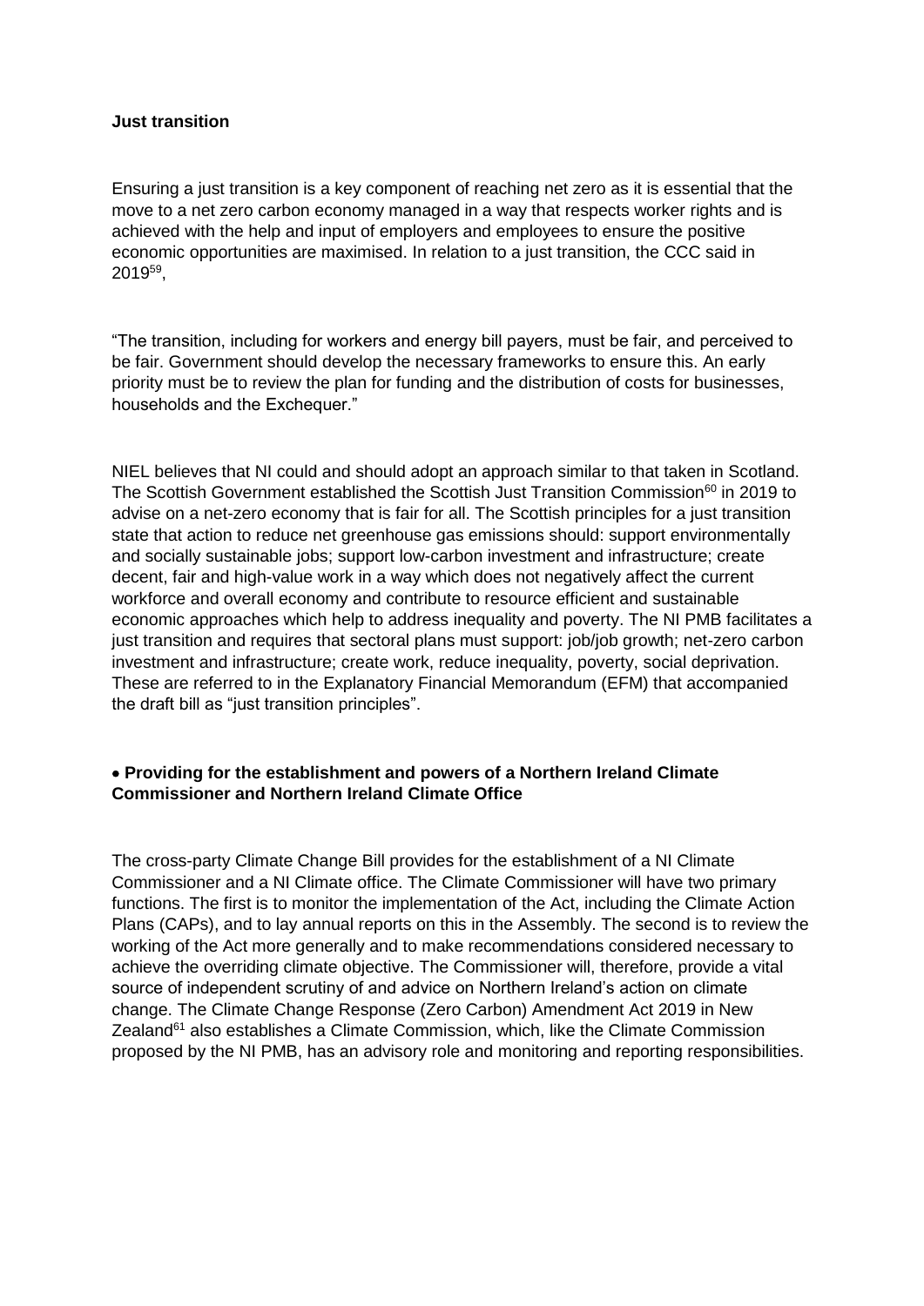**Just transition**

Ensuring a just transition is a key component of reaching net zero as it is essential that the move to a net zero carbon economy managed in a way that respects worker rights and is achieved with the help and input of employers and employees to ensure the positive economic opportunities are maximised. In relation to a just transition, the CCC said in 2019[59],

"The transition, including for workers and energy bill payers, must be fair, and perceived to be fair. Government should develop the necessary frameworks to ensure this. An early priority must be to review the plan for funding and the distribution of costs for businesses, households and the Exchequer."

NIEL believes that NI could and should adopt an approach similar to that taken in Scotland. The Scottish Government established the Scottish Just Transition Commission[60] in 2019 to advise on a net-zero economy that is fair for all. The Scottish principles for a just transition state that action to reduce net greenhouse gas emissions should: support environmentally and socially sustainable jobs; support low-carbon investment and infrastructure; create decent, fair and high-value work in a way which does not negatively affect the current workforce and overall economy and contribute to resource efficient and sustainable economic approaches which help to address inequality and poverty. The NI PMB facilitates a just transition and requires that sectoral plans must support: job/job growth; net-zero carbon investment and infrastructure; create work, reduce inequality, poverty, social deprivation. These are referred to in the Explanatory Financial Memorandum (EFM) that accompanied the draft bill as "just transition principles".

- **Providing for the establishment and powers of a Northern Ireland Climate Commissioner and Northern Ireland Climate Office**

The cross-party Climate Change Bill provides for the establishment of a NI Climate Commissioner and a NI Climate office. The Climate Commissioner will have two primary functions. The first is to monitor the implementation of the Act, including the Climate Action Plans (CAPs), and to lay annual reports on this in the Assembly. The second is to review the working of the Act more generally and to make recommendations considered necessary to achieve the overriding climate objective. The Commissioner will, therefore, provide a vital source of independent scrutiny of and advice on Northern Ireland's action on climate change. The Climate Change Response (Zero Carbon) Amendment Act 2019 in New Zealand[61] also establishes a Climate Commission, which, like the Climate Commission proposed by the NI PMB, has an advisory role and monitoring and reporting responsibilities.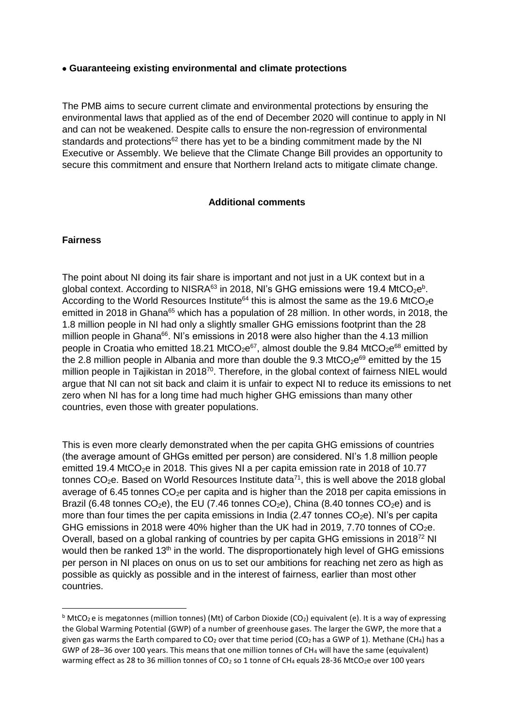- **Guaranteeing existing environmental and climate protections**

The PMB aims to secure current climate and environmental protections by ensuring the environmental laws that applied as of the end of December 2020 will continue to apply in NI and can not be weakened. Despite calls to ensure the non-regression of environmental standards and protections[62] there has yet to be a binding commitment made by the NI Executive or Assembly. We believe that the Climate Change Bill provides an opportunity to secure this commitment and ensure that Northern Ireland acts to mitigate climate change.

## Additional comments

### Fairness

The point about NI doing its fair share is important and not just in a UK context but in a global context. According to NISRA[63] in 2018, NI's GHG emissions were 19.4 $MtCO_2e$[b]. According to the World Resources Institute[64] this is almost the same as the 19.6 $MtCO_2e$ emitted in 2018 in Ghana[65] which has a population of 28 million. In other words, in 2018, the 1.8 million people in NI had only a slightly smaller GHG emissions footprint than the 28 million people in Ghana[66]. NI's emissions in 2018 were also higher than the 4.13 million people in Croatia who emitted 18.21 $MtCO_2e$[67], almost double the 9.84 $MtCO_2e$[68] emitted by the 2.8 million people in Albania and more than double the 9.3 $MtCO_2e$[69] emitted by the 15 million people in Tajikistan in 2018[70]. Therefore, in the global context of fairness NIEL would argue that NI can not sit back and claim it is unfair to expect NI to reduce its emissions to net zero when NI has for a long time had much higher GHG emissions than many other countries, even those with greater populations.

This is even more clearly demonstrated when the per capita GHG emissions of countries (the average amount of GHGs emitted per person) are considered. NI's 1.8 million people emitted 19.4 $MtCO_2e$ in 2018. This gives NI a per capita emission rate in 2018 of 10.77 tonnes $CO_2e$. Based on World Resources Institute data[71], this is well above the 2018 global average of 6.45 tonnes $CO_2e$ per capita and is higher than the 2018 per capita emissions in Brazil (6.48 tonnes $CO_2e$), the EU (7.46 tonnes $CO_2e$), China (8.40 tonnes $CO_2e$) and is more than four times the per capita emissions in India (2.47 tonnes $CO_2e$). NI's per capita GHG emissions in 2018 were 40% higher than the UK had in 2019, 7.70 tonnes of $CO_2e$. Overall, based on a global ranking of countries by per capita GHG emissions in 2018[72] NI would then be ranked 13th in the world. The disproportionately high level of GHG emissions per person in NI places on onus on us to set our ambitions for reaching net zero as high as possible as quickly as possible and in the interest of fairness, earlier than most other countries.

---

[b] $MtCO_2$ e is megatonnes (million tonnes) (Mt) of Carbon Dioxide ($CO_2$) equivalent (e). It is a way of expressing the Global Warming Potential (GWP) of a number of greenhouse gases. The larger the GWP, the more that a given gas warms the Earth compared to $CO_2$ over that time period ($CO_2$ has a GWP of 1). Methane ($CH_4$) has a GWP of 28–36 over 100 years. This means that one million tonnes of $CH_4$ will have the same (equivalent) warming effect as 28 to 36 million tonnes of $CO_2$ so 1 tonne of $CH_4$ equals 28-36 $MtCO_2e$ over 100 years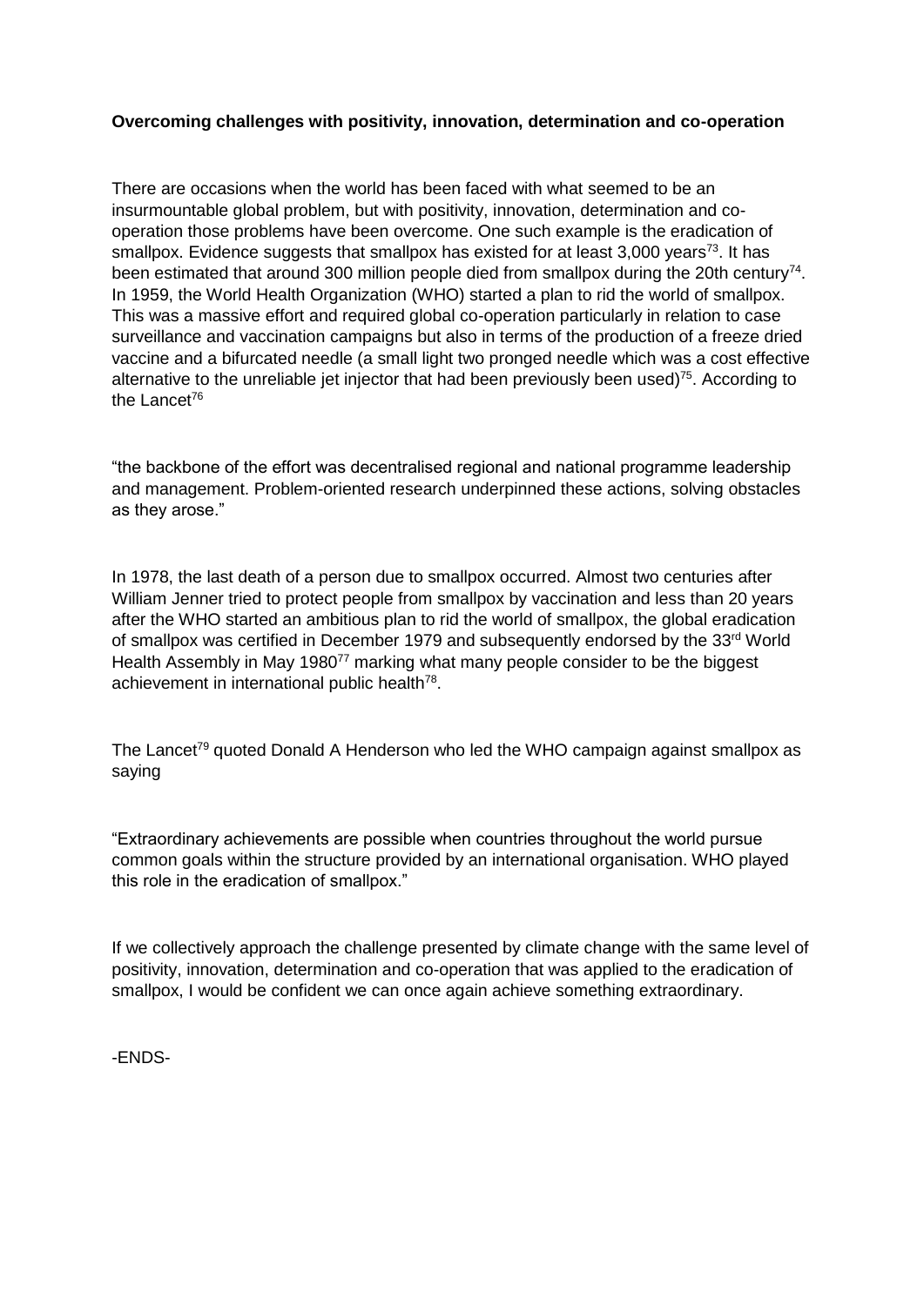**Overcoming challenges with positivity, innovation, determination and co-operation**

There are occasions when the world has been faced with what seemed to be an insurmountable global problem, but with positivity, innovation, determination and co-operation those problems have been overcome. One such example is the eradication of smallpox. Evidence suggests that smallpox has existed for at least 3,000 years[73]. It has been estimated that around 300 million people died from smallpox during the 20th century[74]. In 1959, the World Health Organization (WHO) started a plan to rid the world of smallpox. This was a massive effort and required global co-operation particularly in relation to case surveillance and vaccination campaigns but also in terms of the production of a freeze dried vaccine and a bifurcated needle (a small light two pronged needle which was a cost effective alternative to the unreliable jet injector that had been previously been used)[75]. According to the Lancet[76]

"the backbone of the effort was decentralised regional and national programme leadership and management. Problem-oriented research underpinned these actions, solving obstacles as they arose."

In 1978, the last death of a person due to smallpox occurred. Almost two centuries after William Jenner tried to protect people from smallpox by vaccination and less than 20 years after the WHO started an ambitious plan to rid the world of smallpox, the global eradication of smallpox was certified in December 1979 and subsequently endorsed by the 33rd World Health Assembly in May 1980[77] marking what many people consider to be the biggest achievement in international public health[78].

The Lancet[79] quoted Donald A Henderson who led the WHO campaign against smallpox as saying

"Extraordinary achievements are possible when countries throughout the world pursue common goals within the structure provided by an international organisation. WHO played this role in the eradication of smallpox."

If we collectively approach the challenge presented by climate change with the same level of positivity, innovation, determination and co-operation that was applied to the eradication of smallpox, I would be confident we can once again achieve something extraordinary.

-ENDS-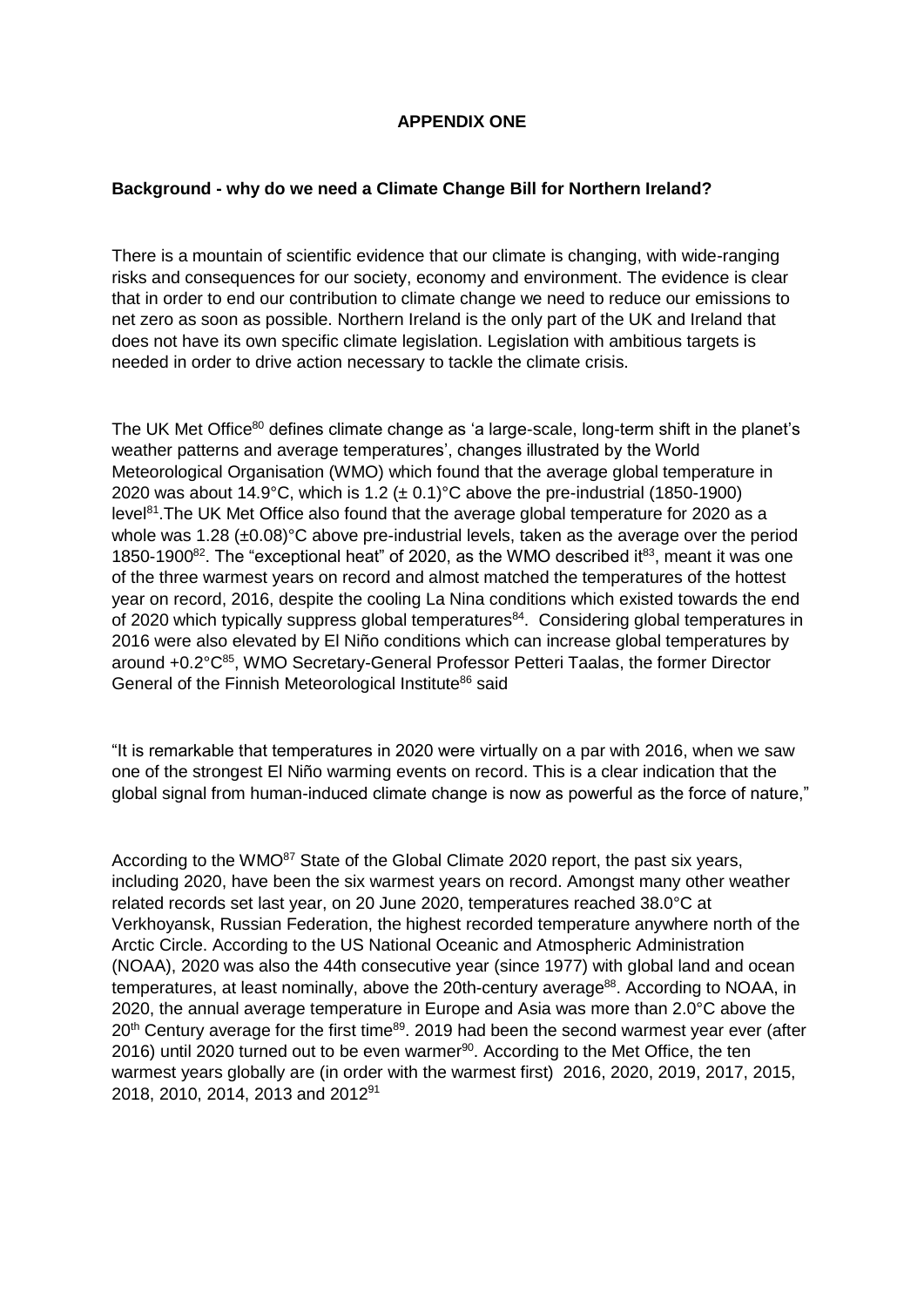# APPENDIX ONE

**Background - why do we need a Climate Change Bill for Northern Ireland?**

There is a mountain of scientific evidence that our climate is changing, with wide-ranging risks and consequences for our society, economy and environment. The evidence is clear that in order to end our contribution to climate change we need to reduce our emissions to net zero as soon as possible. Northern Ireland is the only part of the UK and Ireland that does not have its own specific climate legislation. Legislation with ambitious targets is needed in order to drive action necessary to tackle the climate crisis.

The UK Met Office[80] defines climate change as 'a large-scale, long-term shift in the planet's weather patterns and average temperatures', changes illustrated by the World Meteorological Organisation (WMO) which found that the average global temperature in 2020 was about 14.9°C, which is 1.2 (± 0.1)°C above the pre-industrial (1850-1900) level[81].The UK Met Office also found that the average global temperature for 2020 as a whole was 1.28 (±0.08)°C above pre-industrial levels, taken as the average over the period 1850-1900[82]. The "exceptional heat" of 2020, as the WMO described it[83], meant it was one of the three warmest years on record and almost matched the temperatures of the hottest year on record, 2016, despite the cooling La Nina conditions which existed towards the end of 2020 which typically suppress global temperatures[84]. Considering global temperatures in 2016 were also elevated by El Niño conditions which can increase global temperatures by around +0.2°C[85], WMO Secretary-General Professor Petteri Taalas, the former Director General of the Finnish Meteorological Institute[86] said

"It is remarkable that temperatures in 2020 were virtually on a par with 2016, when we saw one of the strongest El Niño warming events on record. This is a clear indication that the global signal from human-induced climate change is now as powerful as the force of nature,"

According to the WMO[87] State of the Global Climate 2020 report, the past six years, including 2020, have been the six warmest years on record. Amongst many other weather related records set last year, on 20 June 2020, temperatures reached 38.0°C at Verkhoyansk, Russian Federation, the highest recorded temperature anywhere north of the Arctic Circle. According to the US National Oceanic and Atmospheric Administration (NOAA), 2020 was also the 44th consecutive year (since 1977) with global land and ocean temperatures, at least nominally, above the 20th-century average[88]. According to NOAA, in 2020, the annual average temperature in Europe and Asia was more than 2.0°C above the 20th Century average for the first time[89]. 2019 had been the second warmest year ever (after 2016) until 2020 turned out to be even warmer[90]. According to the Met Office, the ten warmest years globally are (in order with the warmest first) 2016, 2020, 2019, 2017, 2015, 2018, 2010, 2014, 2013 and 2012[91]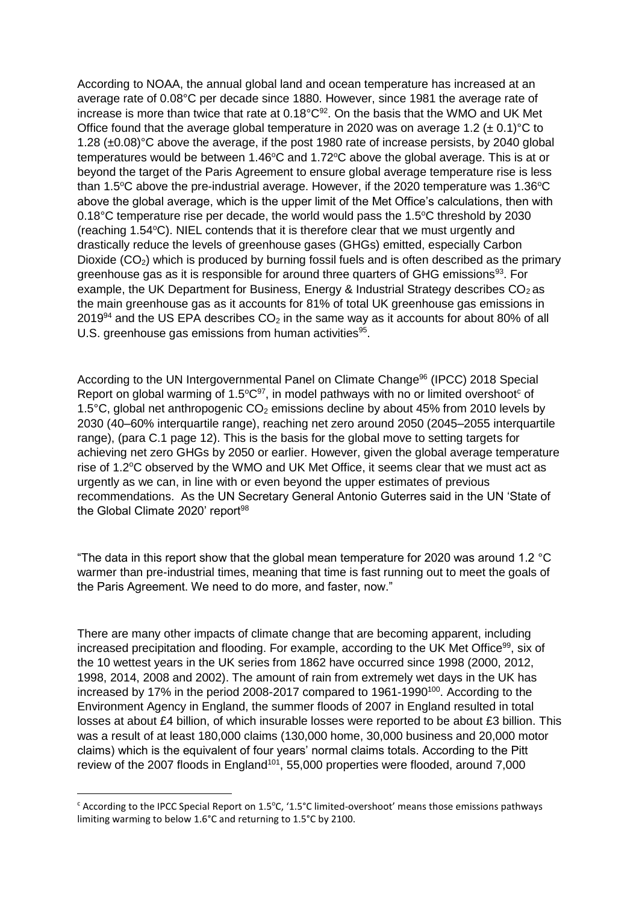According to NOAA, the annual global land and ocean temperature has increased at an average rate of 0.08°C per decade since 1880. However, since 1981 the average rate of increase is more than twice that rate at 0.18°C[92]. On the basis that the WMO and UK Met Office found that the average global temperature in 2020 was on average 1.2 (± 0.1)°C to 1.28 (±0.08)°C above the average, if the post 1980 rate of increase persists, by 2040 global temperatures would be between 1.46°C and 1.72°C above the global average. This is at or beyond the target of the Paris Agreement to ensure global average temperature rise is less than 1.5°C above the pre-industrial average. However, if the 2020 temperature was 1.36°C above the global average, which is the upper limit of the Met Office's calculations, then with 0.18°C temperature rise per decade, the world would pass the 1.5°C threshold by 2030 (reaching 1.54°C). NIEL contends that it is therefore clear that we must urgently and drastically reduce the levels of greenhouse gases (GHGs) emitted, especially Carbon Dioxide ($CO_2$) which is produced by burning fossil fuels and is often described as the primary greenhouse gas as it is responsible for around three quarters of GHG emissions[93]. For example, the UK Department for Business, Energy & Industrial Strategy describes $CO_2$ as the main greenhouse gas as it accounts for 81% of total UK greenhouse gas emissions in 2019[94] and the US EPA describes $CO_2$ in the same way as it accounts for about 80% of all U.S. greenhouse gas emissions from human activities[95].

According to the UN Intergovernmental Panel on Climate Change[96] (IPCC) 2018 Special Report on global warming of 1.5°C[97], in model pathways with no or limited overshoot[c] of 1.5°C, global net anthropogenic $CO_2$ emissions decline by about 45% from 2010 levels by 2030 (40–60% interquartile range), reaching net zero around 2050 (2045–2055 interquartile range), (para C.1 page 12). This is the basis for the global move to setting targets for achieving net zero GHGs by 2050 or earlier. However, given the global average temperature rise of 1.2°C observed by the WMO and UK Met Office, it seems clear that we must act as urgently as we can, in line with or even beyond the upper estimates of previous recommendations. As the UN Secretary General Antonio Guterres said in the UN 'State of the Global Climate 2020' report[98]

"The data in this report show that the global mean temperature for 2020 was around 1.2 °C warmer than pre-industrial times, meaning that time is fast running out to meet the goals of the Paris Agreement. We need to do more, and faster, now."

There are many other impacts of climate change that are becoming apparent, including increased precipitation and flooding. For example, according to the UK Met Office[99], six of the 10 wettest years in the UK series from 1862 have occurred since 1998 (2000, 2012, 1998, 2014, 2008 and 2002). The amount of rain from extremely wet days in the UK has increased by 17% in the period 2008-2017 compared to 1961-1990[100]. According to the Environment Agency in England, the summer floods of 2007 in England resulted in total losses at about £4 billion, of which insurable losses were reported to be about £3 billion. This was a result of at least 180,000 claims (130,000 home, 30,000 business and 20,000 motor claims) which is the equivalent of four years' normal claims totals. According to the Pitt review of the 2007 floods in England[101], 55,000 properties were flooded, around 7,000

---

[c] According to the IPCC Special Report on 1.5°C, '1.5°C limited-overshoot' means those emissions pathways limiting warming to below 1.6°C and returning to 1.5°C by 2100.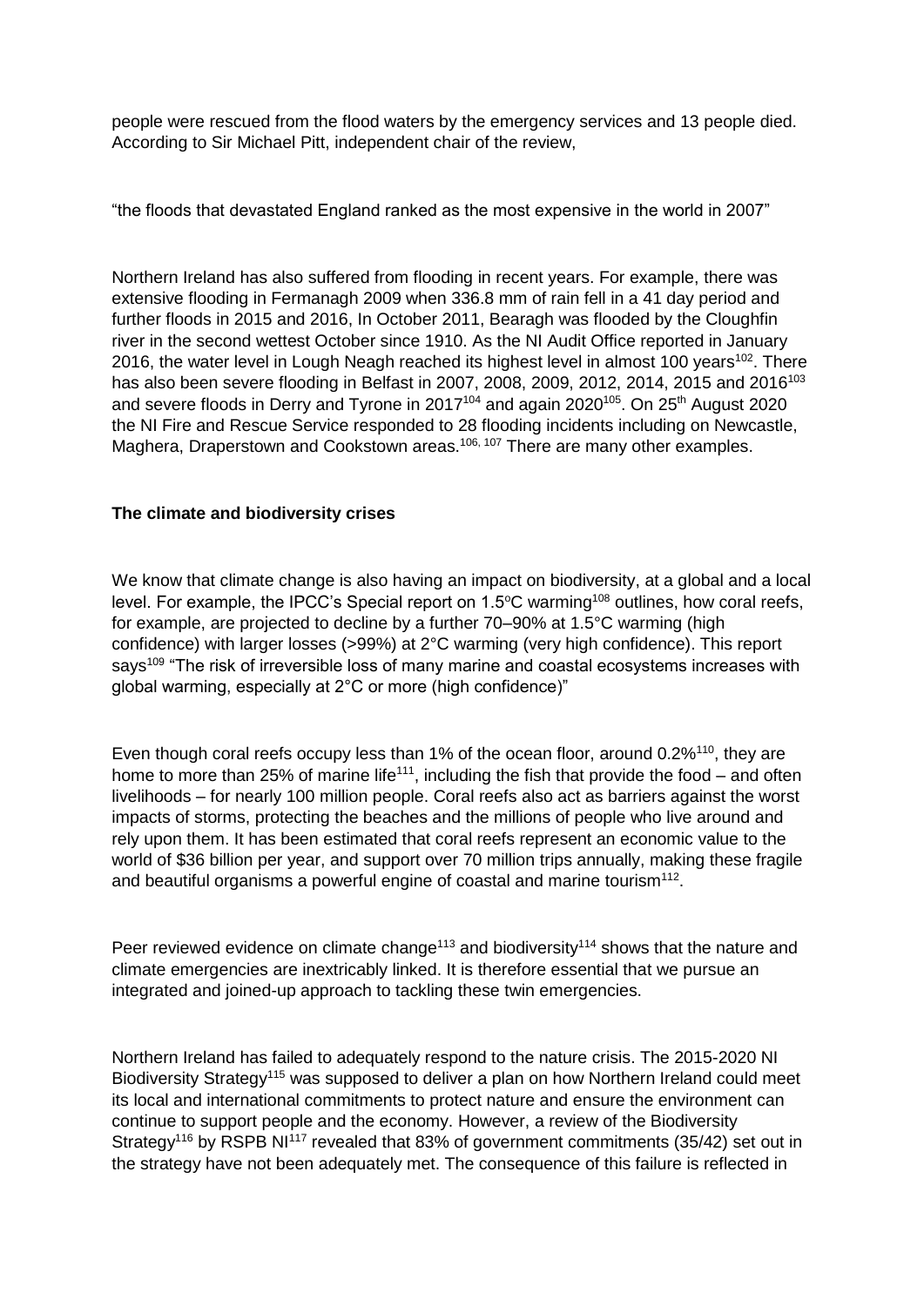people were rescued from the flood waters by the emergency services and 13 people died. According to Sir Michael Pitt, independent chair of the review,

"the floods that devastated England ranked as the most expensive in the world in 2007"

Northern Ireland has also suffered from flooding in recent years. For example, there was extensive flooding in Fermanagh 2009 when 336.8 mm of rain fell in a 41 day period and further floods in 2015 and 2016, In October 2011, Bearagh was flooded by the Cloughfin river in the second wettest October since 1910. As the NI Audit Office reported in January 2016, the water level in Lough Neagh reached its highest level in almost 100 years[102]. There has also been severe flooding in Belfast in 2007, 2008, 2009, 2012, 2014, 2015 and 2016[103] and severe floods in Derry and Tyrone in 2017[104] and again 2020[105]. On 25th August 2020 the NI Fire and Rescue Service responded to 28 flooding incidents including on Newcastle, Maghera, Draperstown and Cookstown areas.[106, 107] There are many other examples.

**The climate and biodiversity crises**

We know that climate change is also having an impact on biodiversity, at a global and a local level. For example, the IPCC's Special report on 1.5°C warming[108] outlines, how coral reefs, for example, are projected to decline by a further 70–90% at 1.5°C warming (high confidence) with larger losses (>99%) at 2°C warming (very high confidence). This report says[109] "The risk of irreversible loss of many marine and coastal ecosystems increases with global warming, especially at 2°C or more (high confidence)"

Even though coral reefs occupy less than 1% of the ocean floor, around 0.2%[110], they are home to more than 25% of marine life[111], including the fish that provide the food – and often livelihoods – for nearly 100 million people. Coral reefs also act as barriers against the worst impacts of storms, protecting the beaches and the millions of people who live around and rely upon them. It has been estimated that coral reefs represent an economic value to the world of $36 billion per year, and support over 70 million trips annually, making these fragile and beautiful organisms a powerful engine of coastal and marine tourism[112].

Peer reviewed evidence on climate change[113] and biodiversity[114] shows that the nature and climate emergencies are inextricably linked. It is therefore essential that we pursue an integrated and joined-up approach to tackling these twin emergencies.

Northern Ireland has failed to adequately respond to the nature crisis. The 2015-2020 NI Biodiversity Strategy[115] was supposed to deliver a plan on how Northern Ireland could meet its local and international commitments to protect nature and ensure the environment can continue to support people and the economy. However, a review of the Biodiversity Strategy[116] by RSPB NI[117] revealed that 83% of government commitments (35/42) set out in the strategy have not been adequately met. The consequence of this failure is reflected in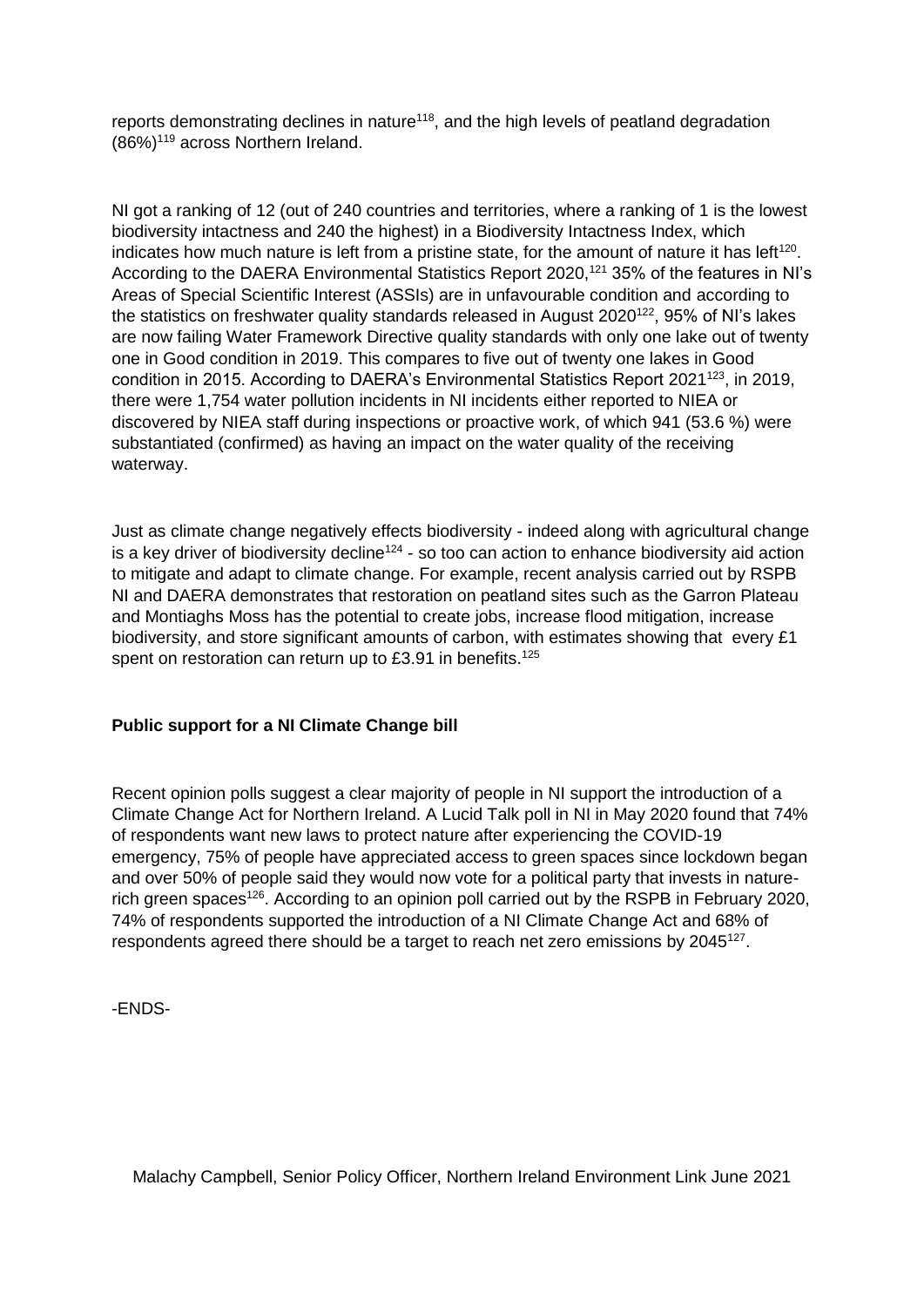reports demonstrating declines in nature[118], and the high levels of peatland degradation (86%)[119] across Northern Ireland.

NI got a ranking of 12 (out of 240 countries and territories, where a ranking of 1 is the lowest biodiversity intactness and 240 the highest) in a Biodiversity Intactness Index, which indicates how much nature is left from a pristine state, for the amount of nature it has left[120]. According to the DAERA Environmental Statistics Report 2020,[121] 35% of the features in NI's Areas of Special Scientific Interest (ASSIs) are in unfavourable condition and according to the statistics on freshwater quality standards released in August 2020[122], 95% of NI's lakes are now failing Water Framework Directive quality standards with only one lake out of twenty one in Good condition in 2019. This compares to five out of twenty one lakes in Good condition in 2015. According to DAERA's Environmental Statistics Report 2021[123], in 2019, there were 1,754 water pollution incidents in NI incidents either reported to NIEA or discovered by NIEA staff during inspections or proactive work, of which 941 (53.6 %) were substantiated (confirmed) as having an impact on the water quality of the receiving waterway.

Just as climate change negatively effects biodiversity - indeed along with agricultural change is a key driver of biodiversity decline[124] - so too can action to enhance biodiversity aid action to mitigate and adapt to climate change. For example, recent analysis carried out by RSPB NI and DAERA demonstrates that restoration on peatland sites such as the Garron Plateau and Montiaghs Moss has the potential to create jobs, increase flood mitigation, increase biodiversity, and store significant amounts of carbon, with estimates showing that every £1 spent on restoration can return up to £3.91 in benefits.[125]

**Public support for a NI Climate Change bill**

Recent opinion polls suggest a clear majority of people in NI support the introduction of a Climate Change Act for Northern Ireland. A Lucid Talk poll in NI in May 2020 found that 74% of respondents want new laws to protect nature after experiencing the COVID-19 emergency, 75% of people have appreciated access to green spaces since lockdown began and over 50% of people said they would now vote for a political party that invests in nature-rich green spaces[126]. According to an opinion poll carried out by the RSPB in February 2020, 74% of respondents supported the introduction of a NI Climate Change Act and 68% of respondents agreed there should be a target to reach net zero emissions by 2045[127].

-ENDS-

Malachy Campbell, Senior Policy Officer, Northern Ireland Environment Link June 2021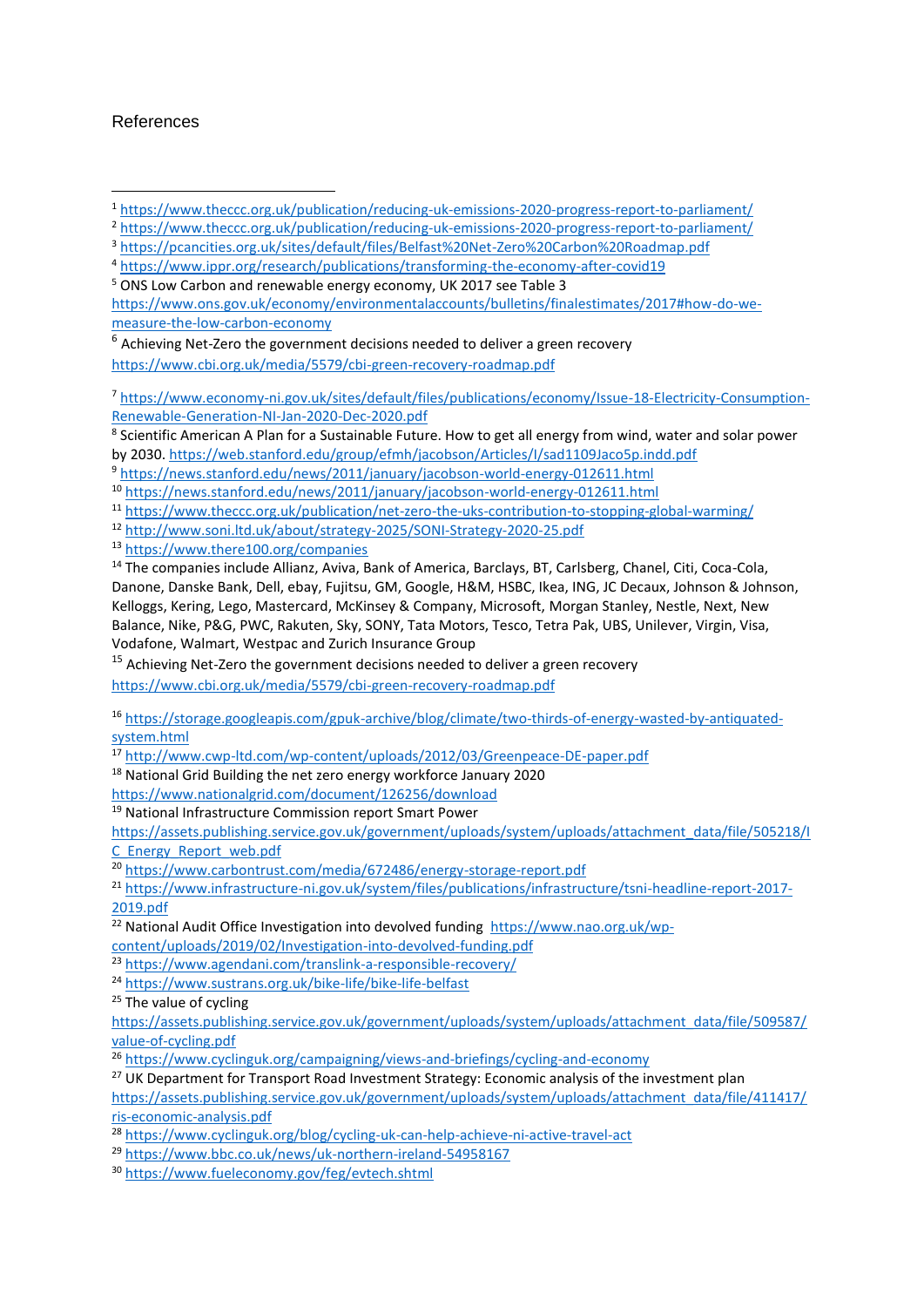# References

[1] https://www.theccc.org.uk/publication/reducing-uk-emissions-2020-progress-report-to-parliament/

[2] https://www.theccc.org.uk/publication/reducing-uk-emissions-2020-progress-report-to-parliament/

[3] https://pcancities.org.uk/sites/default/files/Belfast%20Net-Zero%20Carbon%20Roadmap.pdf

[4] https://www.ippr.org/research/publications/transforming-the-economy-after-covid19

[5] ONS Low Carbon and renewable energy economy, UK 2017 see Table 3 https://www.ons.gov.uk/economy/environmentalaccounts/bulletins/finalestimates/2017#how-do-we-measure-the-low-carbon-economy

[6] Achieving Net-Zero the government decisions needed to deliver a green recovery https://www.cbi.org.uk/media/5579/cbi-green-recovery-roadmap.pdf

[7] https://www.economy-ni.gov.uk/sites/default/files/publications/economy/Issue-18-Electricity-Consumption-Renewable-Generation-NI-Jan-2020-Dec-2020.pdf

[8] Scientific American A Plan for a Sustainable Future. How to get all energy from wind, water and solar power by 2030. https://web.stanford.edu/group/efmh/jacobson/Articles/I/sad1109Jaco5p.indd.pdf

[9] https://news.stanford.edu/news/2011/january/jacobson-world-energy-012611.html

[10] https://news.stanford.edu/news/2011/january/jacobson-world-energy-012611.html

[11] https://www.theccc.org.uk/publication/net-zero-the-uks-contribution-to-stopping-global-warming/

[12] http://www.soni.ltd.uk/about/strategy-2025/SONI-Strategy-2020-25.pdf

[13] https://www.there100.org/companies

[14] The companies include Allianz, Aviva, Bank of America, Barclays, BT, Carlsberg, Chanel, Citi, Coca-Cola, Danone, Danske Bank, Dell, ebay, Fujitsu, GM, Google, H&M, HSBC, Ikea, ING, JC Decaux, Johnson & Johnson, Kelloggs, Kering, Lego, Mastercard, McKinsey & Company, Microsoft, Morgan Stanley, Nestle, Next, New Balance, Nike, P&G, PWC, Rakuten, Sky, SONY, Tata Motors, Tesco, Tetra Pak, UBS, Unilever, Virgin, Visa, Vodafone, Walmart, Westpac and Zurich Insurance Group

[15] Achieving Net-Zero the government decisions needed to deliver a green recovery https://www.cbi.org.uk/media/5579/cbi-green-recovery-roadmap.pdf

[16] https://storage.googleapis.com/gpuk-archive/blog/climate/two-thirds-of-energy-wasted-by-antiquated-system.html

[17] http://www.cwp-ltd.com/wp-content/uploads/2012/03/Greenpeace-DE-paper.pdf

[18] National Grid Building the net zero energy workforce January 2020 https://www.nationalgrid.com/document/126256/download

[19] National Infrastructure Commission report Smart Power https://assets.publishing.service.gov.uk/government/uploads/system/uploads/attachment_data/file/505218/IC_Energy_Report_web.pdf

[20] https://www.carbontrust.com/media/672486/energy-storage-report.pdf

[21] https://www.infrastructure-ni.gov.uk/system/files/publications/infrastructure/tsni-headline-report-2017-2019.pdf

[22] National Audit Office Investigation into devolved funding https://www.nao.org.uk/wp-content/uploads/2019/02/Investigation-into-devolved-funding.pdf

[23] https://www.agendani.com/translink-a-responsible-recovery/

[24] https://www.sustrans.org.uk/bike-life/bike-life-belfast

[25] The value of cycling https://assets.publishing.service.gov.uk/government/uploads/system/uploads/attachment_data/file/509587/value-of-cycling.pdf

[26] https://www.cyclinguk.org/campaigning/views-and-briefings/cycling-and-economy

[27] UK Department for Transport Road Investment Strategy: Economic analysis of the investment plan https://assets.publishing.service.gov.uk/government/uploads/system/uploads/attachment_data/file/411417/ris-economic-analysis.pdf

[28] https://www.cyclinguk.org/blog/cycling-uk-can-help-achieve-ni-active-travel-act

[29] https://www.bbc.co.uk/news/uk-northern-ireland-54958167

[30] https://www.fueleconomy.gov/feg/evtech.shtml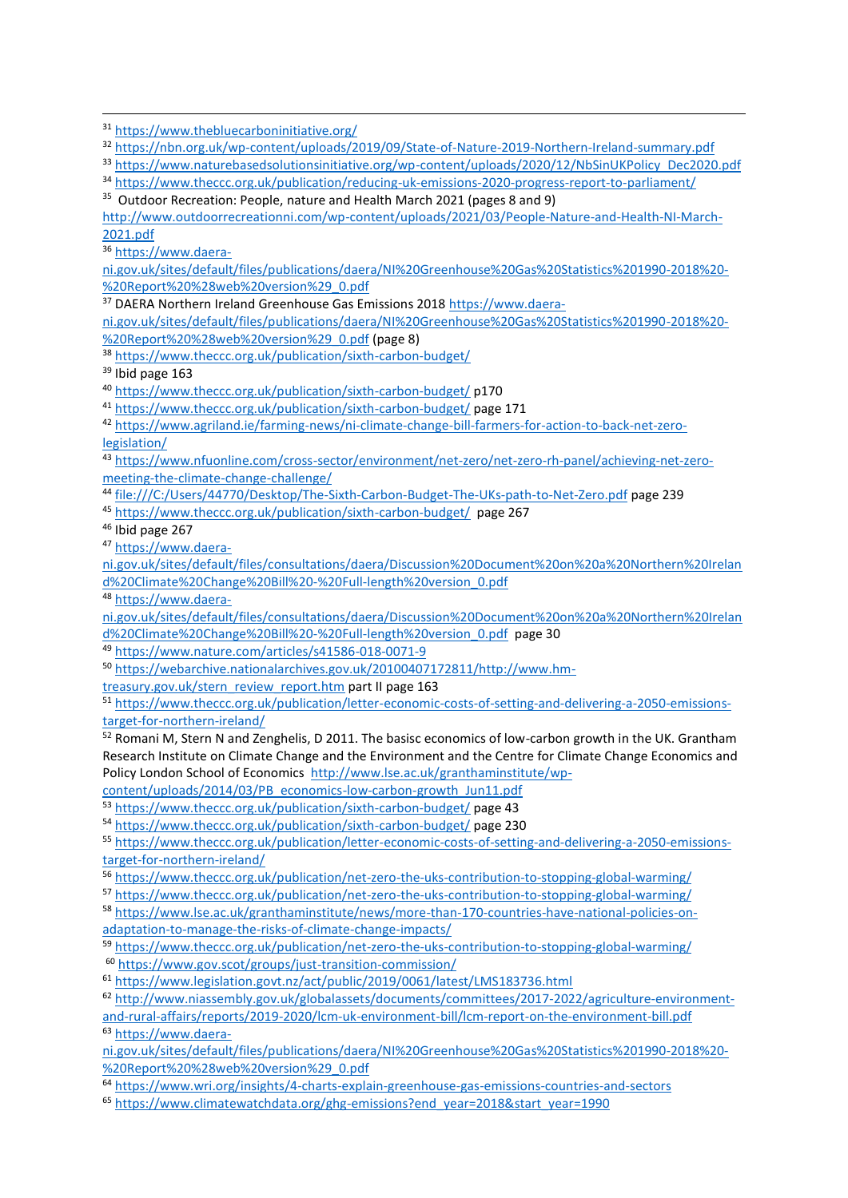[31] https://www.thebluecarboninitiative.org/

[32] https://nbn.org.uk/wp-content/uploads/2019/09/State-of-Nature-2019-Northern-Ireland-summary.pdf

[33] https://www.naturebasedsolutionsinitiative.org/wp-content/uploads/2020/12/NbSinUKPolicy_Dec2020.pdf

[34] https://www.theccc.org.uk/publication/reducing-uk-emissions-2020-progress-report-to-parliament/

[35] Outdoor Recreation: People, nature and Health March 2021 (pages 8 and 9) http://www.outdoorrecreationni.com/wp-content/uploads/2021/03/People-Nature-and-Health-NI-March-2021.pdf

[36] https://www.daera-ni.gov.uk/sites/default/files/publications/daera/NI%20Greenhouse%20Gas%20Statistics%201990-2018%20-%20Report%20%28web%20version%29_0.pdf

[37] DAERA Northern Ireland Greenhouse Gas Emissions 2018 https://www.daera-ni.gov.uk/sites/default/files/publications/daera/NI%20Greenhouse%20Gas%20Statistics%201990-2018%20-%20Report%20%28web%20version%29_0.pdf (page 8)

[38] https://www.theccc.org.uk/publication/sixth-carbon-budget/

[39] Ibid page 163

[40] https://www.theccc.org.uk/publication/sixth-carbon-budget/ p170

[41] https://www.theccc.org.uk/publication/sixth-carbon-budget/ page 171

[42] https://www.agriland.ie/farming-news/ni-climate-change-bill-farmers-for-action-to-back-net-zero-legislation/

[43] https://www.nfuonline.com/cross-sector/environment/net-zero/net-zero-rh-panel/achieving-net-zero-meeting-the-climate-change-challenge/

[44] file:///C:/Users/44770/Desktop/The-Sixth-Carbon-Budget-The-UKs-path-to-Net-Zero.pdf page 239

[45] https://www.theccc.org.uk/publication/sixth-carbon-budget/ page 267

[46] Ibid page 267

[47] https://www.daera-ni.gov.uk/sites/default/files/consultations/daera/Discussion%20Document%20on%20a%20Northern%20Ireland%20Climate%20Change%20Bill%20-%20Full-length%20version_0.pdf

[48] https://www.daera-ni.gov.uk/sites/default/files/consultations/daera/Discussion%20Document%20on%20a%20Northern%20Ireland%20Climate%20Change%20Bill%20-%20Full-length%20version_0.pdf page 30

[49] https://www.nature.com/articles/s41586-018-0071-9

[50] https://webarchive.nationalarchives.gov.uk/20100407172811/http://www.hm-treasury.gov.uk/stern_review_report.htm part II page 163

[51] https://www.theccc.org.uk/publication/letter-economic-costs-of-setting-and-delivering-a-2050-emissions-target-for-northern-ireland/

[52] Romani M, Stern N and Zenghelis, D 2011. The basisc economics of low-carbon growth in the UK. Grantham Research Institute on Climate Change and the Environment and the Centre for Climate Change Economics and Policy London School of Economics http://www.lse.ac.uk/granthaminstitute/wp-content/uploads/2014/03/PB_economics-low-carbon-growth_Jun11.pdf

[53] https://www.theccc.org.uk/publication/sixth-carbon-budget/ page 43

[54] https://www.theccc.org.uk/publication/sixth-carbon-budget/ page 230

[55] https://www.theccc.org.uk/publication/letter-economic-costs-of-setting-and-delivering-a-2050-emissions-target-for-northern-ireland/

[56] https://www.theccc.org.uk/publication/net-zero-the-uks-contribution-to-stopping-global-warming/

[57] https://www.theccc.org.uk/publication/net-zero-the-uks-contribution-to-stopping-global-warming/

[58] https://www.lse.ac.uk/granthaminstitute/news/more-than-170-countries-have-national-policies-on-adaptation-to-manage-the-risks-of-climate-change-impacts/

[59] https://www.theccc.org.uk/publication/net-zero-the-uks-contribution-to-stopping-global-warming/

[60] https://www.gov.scot/groups/just-transition-commission/

[61] https://www.legislation.govt.nz/act/public/2019/0061/latest/LMS183736.html

[62] http://www.niassembly.gov.uk/globalassets/documents/committees/2017-2022/agriculture-environment-and-rural-affairs/reports/2019-2020/lcm-uk-environment-bill/lcm-report-on-the-environment-bill.pdf

[63] https://www.daera-ni.gov.uk/sites/default/files/publications/daera/NI%20Greenhouse%20Gas%20Statistics%201990-2018%20-%20Report%20%28web%20version%29_0.pdf

[64] https://www.wri.org/insights/4-charts-explain-greenhouse-gas-emissions-countries-and-sectors

[65] https://www.climatewatchdata.org/ghg-emissions?end_year=2018&start_year=1990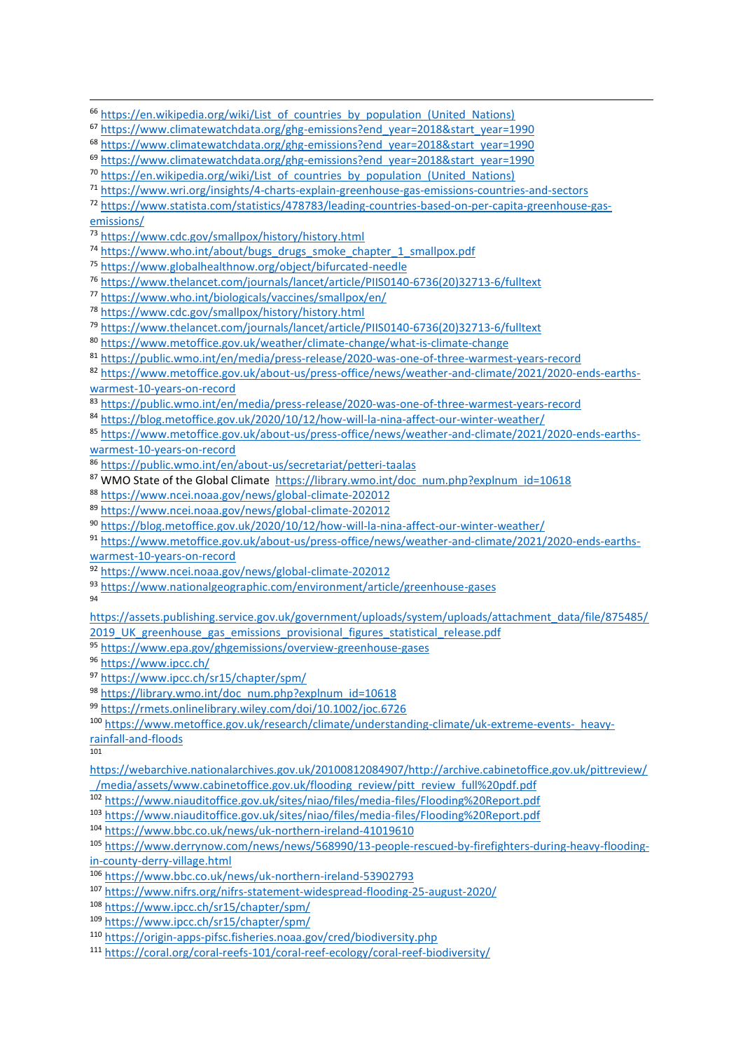[66] https://en.wikipedia.org/wiki/List_of_countries_by_population_(United_Nations)

[67] https://www.climatewatchdata.org/ghg-emissions?end_year=2018&start_year=1990

[68] https://www.climatewatchdata.org/ghg-emissions?end_year=2018&start_year=1990

[69] https://www.climatewatchdata.org/ghg-emissions?end_year=2018&start_year=1990

[70] https://en.wikipedia.org/wiki/List_of_countries_by_population_(United_Nations)

[71] https://www.wri.org/insights/4-charts-explain-greenhouse-gas-emissions-countries-and-sectors

[72] https://www.statista.com/statistics/478783/leading-countries-based-on-per-capita-greenhouse-gas-emissions/

[73] https://www.cdc.gov/smallpox/history/history.html

[74] https://www.who.int/about/bugs_drugs_smoke_chapter_1_smallpox.pdf

[75] https://www.globalhealthnow.org/object/bifurcated-needle

[76] https://www.thelancet.com/journals/lancet/article/PIIS0140-6736(20)32713-6/fulltext

[77] https://www.who.int/biologicals/vaccines/smallpox/en/

[78] https://www.cdc.gov/smallpox/history/history.html

[79] https://www.thelancet.com/journals/lancet/article/PIIS0140-6736(20)32713-6/fulltext

[80] https://www.metoffice.gov.uk/weather/climate-change/what-is-climate-change

[81] https://public.wmo.int/en/media/press-release/2020-was-one-of-three-warmest-years-record

[82] https://www.metoffice.gov.uk/about-us/press-office/news/weather-and-climate/2021/2020-ends-earths-warmest-10-years-on-record

[83] https://public.wmo.int/en/media/press-release/2020-was-one-of-three-warmest-years-record

[84] https://blog.metoffice.gov.uk/2020/10/12/how-will-la-nina-affect-our-winter-weather/

[85] https://www.metoffice.gov.uk/about-us/press-office/news/weather-and-climate/2021/2020-ends-earths-warmest-10-years-on-record

[86] https://public.wmo.int/en/about-us/secretariat/petteri-taalas

[87] WMO State of the Global Climate https://library.wmo.int/doc_num.php?explnum_id=10618

[88] https://www.ncei.noaa.gov/news/global-climate-202012

[89] https://www.ncei.noaa.gov/news/global-climate-202012

[90] https://blog.metoffice.gov.uk/2020/10/12/how-will-la-nina-affect-our-winter-weather/

[91] https://www.metoffice.gov.uk/about-us/press-office/news/weather-and-climate/2021/2020-ends-earths-warmest-10-years-on-record

[92] https://www.ncei.noaa.gov/news/global-climate-202012

[93] https://www.nationalgeographic.com/environment/article/greenhouse-gases

[94] https://assets.publishing.service.gov.uk/government/uploads/system/uploads/attachment_data/file/875485/2019_UK_greenhouse_gas_emissions_provisional_figures_statistical_release.pdf

[95] https://www.epa.gov/ghgemissions/overview-greenhouse-gases

[96] https://www.ipcc.ch/

[97] https://www.ipcc.ch/sr15/chapter/spm/

[98] https://library.wmo.int/doc_num.php?explnum_id=10618

[99] https://rmets.onlinelibrary.wiley.com/doi/10.1002/joc.6726

[100] https://www.metoffice.gov.uk/research/climate/understanding-climate/uk-extreme-events-_heavy-rainfall-and-floods

[101] https://webarchive.nationalarchives.gov.uk/20100812084907/http://archive.cabinetoffice.gov.uk/pittreview/_/media/assets/www.cabinetoffice.gov.uk/flooding_review/pitt_review_full%20pdf.pdf

[102] https://www.niauditoffice.gov.uk/sites/niao/files/media-files/Flooding%20Report.pdf

[103] https://www.niauditoffice.gov.uk/sites/niao/files/media-files/Flooding%20Report.pdf

[104] https://www.bbc.co.uk/news/uk-northern-ireland-41019610

[105] https://www.derrynow.com/news/news/568990/13-people-rescued-by-firefighters-during-heavy-flooding-in-county-derry-village.html

[106] https://www.bbc.co.uk/news/uk-northern-ireland-53902793

[107] https://www.nifrs.org/nifrs-statement-widespread-flooding-25-august-2020/

[108] https://www.ipcc.ch/sr15/chapter/spm/

[109] https://www.ipcc.ch/sr15/chapter/spm/

[110] https://origin-apps-pifsc.fisheries.noaa.gov/cred/biodiversity.php

[111] https://coral.org/coral-reefs-101/coral-reef-ecology/coral-reef-biodiversity/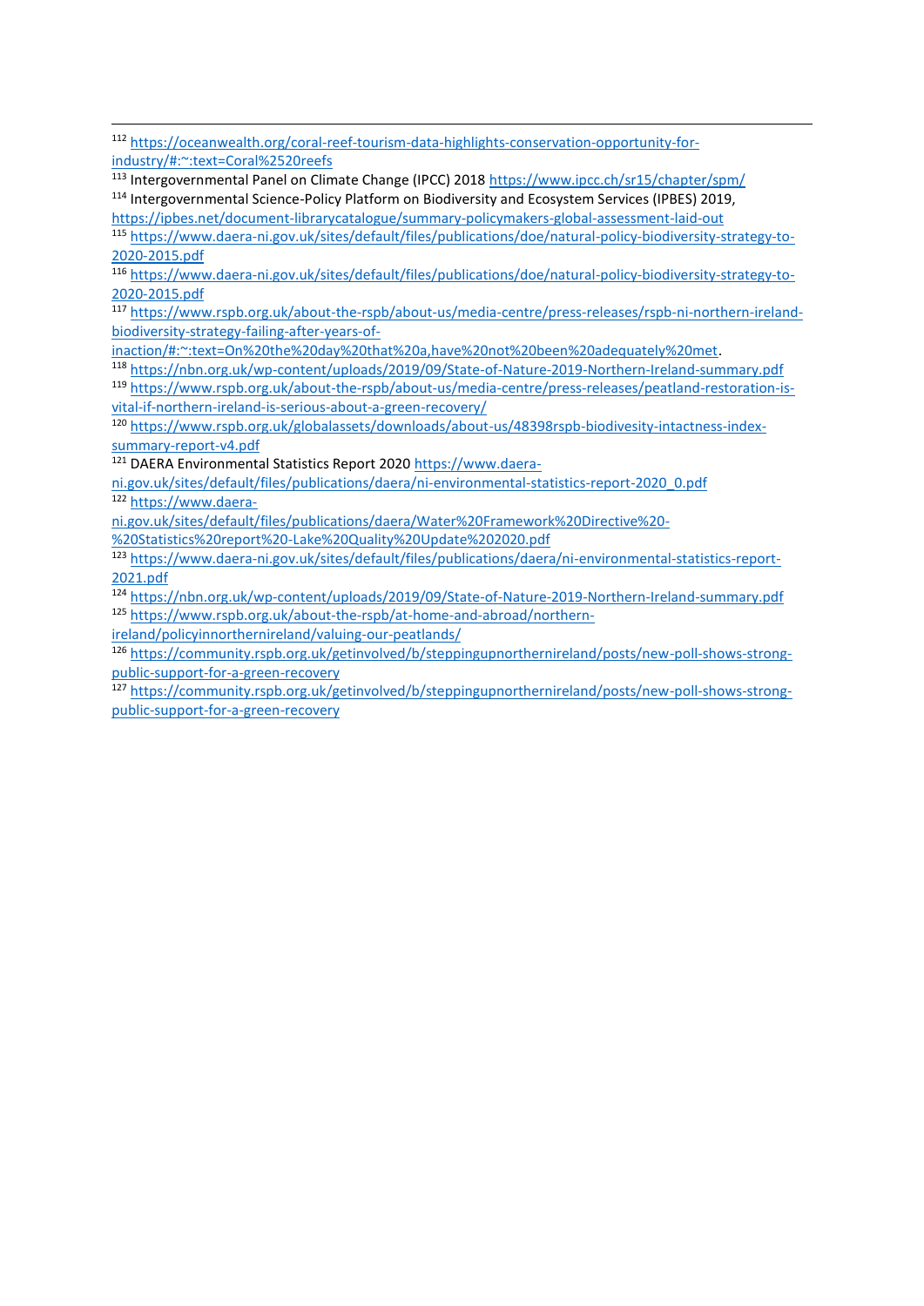[112] https://oceanwealth.org/coral-reef-tourism-data-highlights-conservation-opportunity-for-industry/#:~:text=Coral%2520reefs

[113] Intergovernmental Panel on Climate Change (IPCC) 2018 https://www.ipcc.ch/sr15/chapter/spm/

[114] Intergovernmental Science-Policy Platform on Biodiversity and Ecosystem Services (IPBES) 2019, https://ipbes.net/document-librarycatalogue/summary-policymakers-global-assessment-laid-out

[115] https://www.daera-ni.gov.uk/sites/default/files/publications/doe/natural-policy-biodiversity-strategy-to-2020-2015.pdf

[116] https://www.daera-ni.gov.uk/sites/default/files/publications/doe/natural-policy-biodiversity-strategy-to-2020-2015.pdf

[117] https://www.rspb.org.uk/about-the-rspb/about-us/media-centre/press-releases/rspb-ni-northern-ireland-biodiversity-strategy-failing-after-years-of-inaction/#:~:text=On%20the%20day%20that%20a,have%20not%20been%20adequately%20met.

[118] https://nbn.org.uk/wp-content/uploads/2019/09/State-of-Nature-2019-Northern-Ireland-summary.pdf

[119] https://www.rspb.org.uk/about-the-rspb/about-us/media-centre/press-releases/peatland-restoration-is-vital-if-northern-ireland-is-serious-about-a-green-recovery/

[120] https://www.rspb.org.uk/globalassets/downloads/about-us/48398rspb-biodivesity-intactness-index-summary-report-v4.pdf

[121] DAERA Environmental Statistics Report 2020 https://www.daera-ni.gov.uk/sites/default/files/publications/daera/ni-environmental-statistics-report-2020_0.pdf

[122] https://www.daera-ni.gov.uk/sites/default/files/publications/daera/Water%20Framework%20Directive%20-%20Statistics%20report%20-Lake%20Quality%20Update%202020.pdf

[123] https://www.daera-ni.gov.uk/sites/default/files/publications/daera/ni-environmental-statistics-report-2021.pdf

[124] https://nbn.org.uk/wp-content/uploads/2019/09/State-of-Nature-2019-Northern-Ireland-summary.pdf

[125] https://www.rspb.org.uk/about-the-rspb/at-home-and-abroad/northern-ireland/policyinnorthernireland/valuing-our-peatlands/

[126] https://community.rspb.org.uk/getinvolved/b/steppingupnorthernireland/posts/new-poll-shows-strong-public-support-for-a-green-recovery

[127] https://community.rspb.org.uk/getinvolved/b/steppingupnorthernireland/posts/new-poll-shows-strong-public-support-for-a-green-recovery